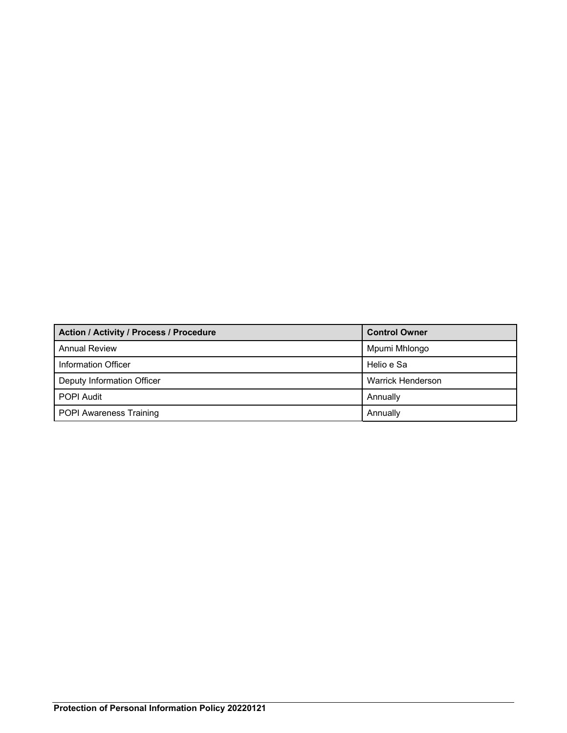| Action / Activity / Process / Procedure | Control Owner |
| --- | --- |
| Annual Review | Mpumi Mhlongo |
| Information Officer | Helio e Sa |
| Deputy Information Officer | Warrick Henderson |
| POPI Audit | Annually |
| POPI Awareness Training | Annually |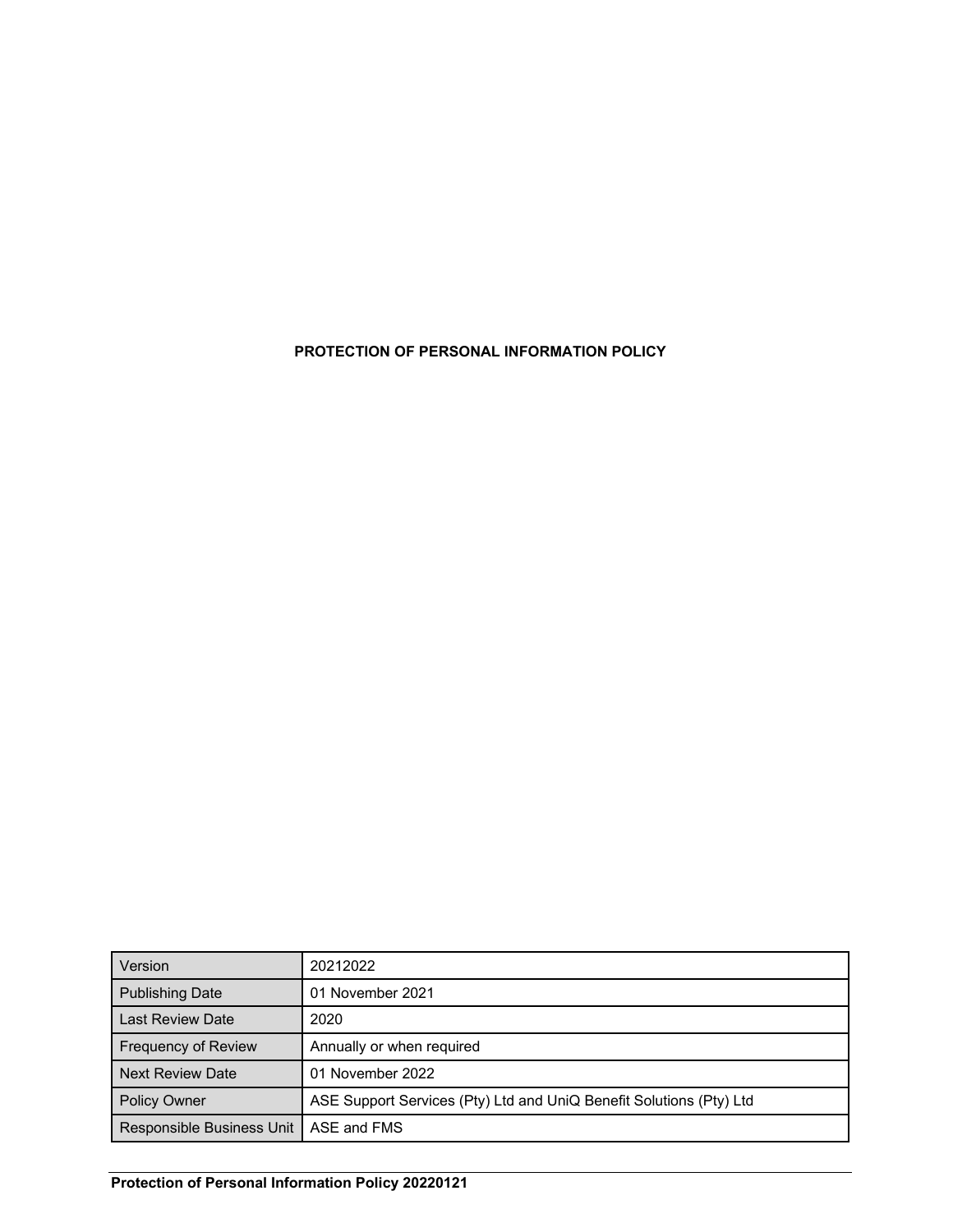**PROTECTION OF PERSONAL INFORMATION POLICY**

| Version | 20212022 |
|---|---|
| Publishing Date | 01 November 2021 |
| Last Review Date | 2020 |
| Frequency of Review | Annually or when required |
| Next Review Date | 01 November 2022 |
| Policy Owner | ASE Support Services (Pty) Ltd and UniQ Benefit Solutions (Pty) Ltd |
| Responsible Business Unit | ASE and FMS |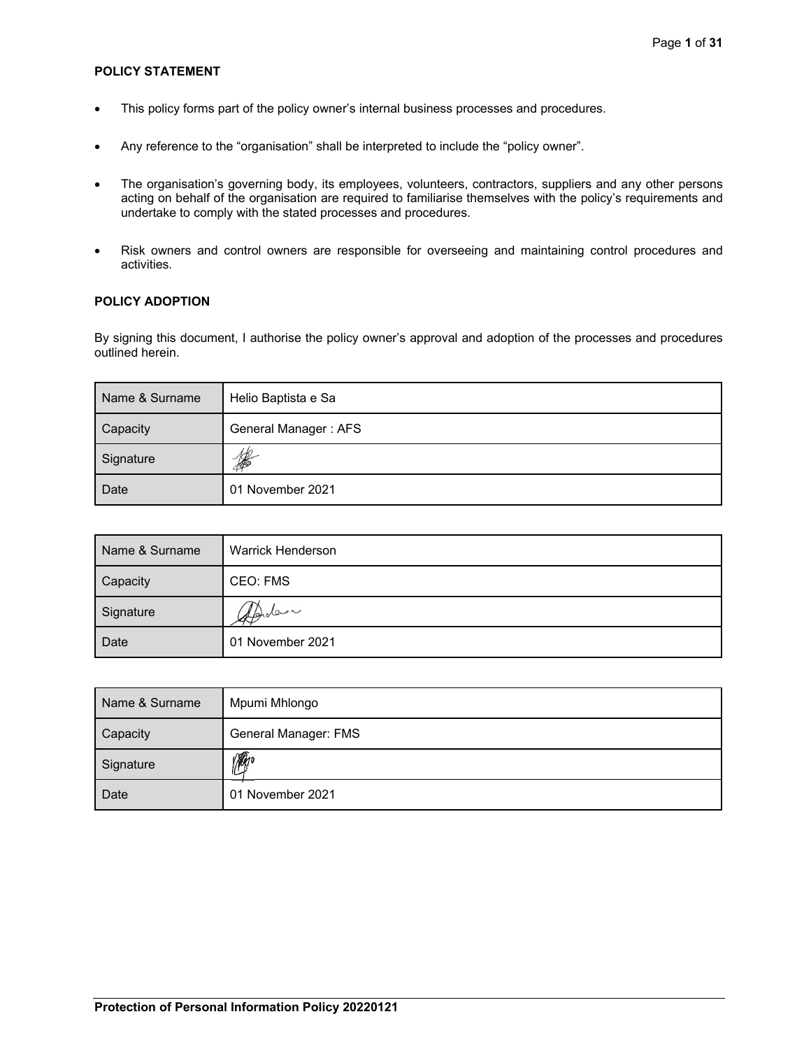**POLICY STATEMENT**

- This policy forms part of the policy owner's internal business processes and procedures.
- Any reference to the "organisation" shall be interpreted to include the "policy owner".
- The organisation's governing body, its employees, volunteers, contractors, suppliers and any other persons acting on behalf of the organisation are required to familiarise themselves with the policy's requirements and undertake to comply with the stated processes and procedures.
- Risk owners and control owners are responsible for overseeing and maintaining control procedures and activities.

**POLICY ADOPTION**

By signing this document, I authorise the policy owner's approval and adoption of the processes and procedures outlined herein.

| Name & Surname | Helio Baptista e Sa |
|---|---|
| Capacity | General Manager : AFS |
| Signature | |
| Date | 01 November 2021 |

| Name & Surname | Warrick Henderson |
|---|---|
| Capacity | CEO: FMS |
| Signature | |
| Date | 01 November 2021 |

| Name & Surname | Mpumi Mhlongo |
|---|---|
| Capacity | General Manager: FMS |
| Signature | |
| Date | 01 November 2021 |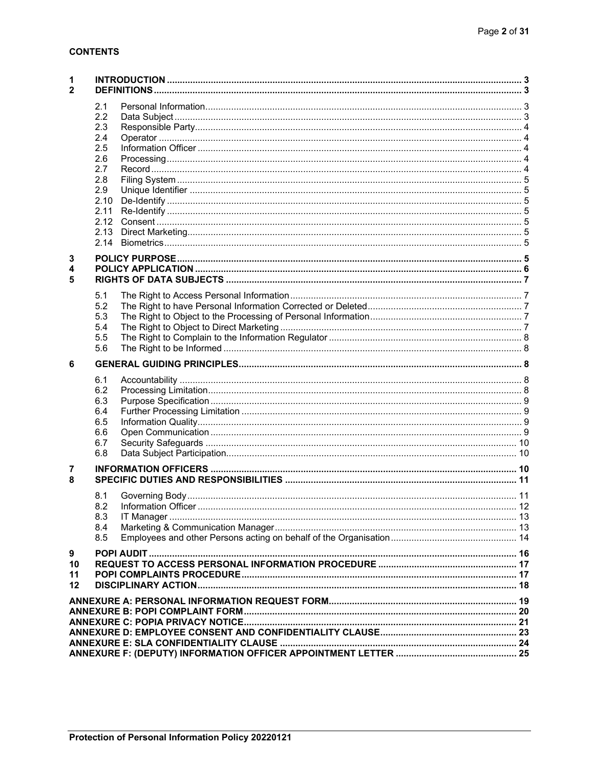**CONTENTS**

| | | | |
|---|---|---|---|
| **1** | **INTRODUCTION** | | **3** |
| **2** | **DEFINITIONS** | | **3** |
| | 2.1 | Personal Information | 3 |
| | 2.2 | Data Subject | 3 |
| | 2.3 | Responsible Party | 4 |
| | 2.4 | Operator | 4 |
| | 2.5 | Information Officer | 4 |
| | 2.6 | Processing | 4 |
| | 2.7 | Record | 4 |
| | 2.8 | Filing System | 5 |
| | 2.9 | Unique Identifier | 5 |
| | 2.10 | De-Identify | 5 |
| | 2.11 | Re-Identify | 5 |
| | 2.12 | Consent | 5 |
| | 2.13 | Direct Marketing | 5 |
| | 2.14 | Biometrics | 5 |
| **3** | **POLICY PURPOSE** | | **5** |
| **4** | **POLICY APPLICATION** | | **6** |
| **5** | **RIGHTS OF DATA SUBJECTS** | | **7** |
| | 5.1 | The Right to Access Personal Information | 7 |
| | 5.2 | The Right to have Personal Information Corrected or Deleted | 7 |
| | 5.3 | The Right to Object to the Processing of Personal Information | 7 |
| | 5.4 | The Right to Object to Direct Marketing | 7 |
| | 5.5 | The Right to Complain to the Information Regulator | 8 |
| | 5.6 | The Right to be Informed | 8 |
| **6** | **GENERAL GUIDING PRINCIPLES** | | **8** |
| | 6.1 | Accountability | 8 |
| | 6.2 | Processing Limitation | 8 |
| | 6.3 | Purpose Specification | 9 |
| | 6.4 | Further Processing Limitation | 9 |
| | 6.5 | Information Quality | 9 |
| | 6.6 | Open Communication | 9 |
| | 6.7 | Security Safeguards | 10 |
| | 6.8 | Data Subject Participation | 10 |
| **7** | **INFORMATION OFFICERS** | | **10** |
| **8** | **SPECIFIC DUTIES AND RESPONSIBILITIES** | | **11** |
| | 8.1 | Governing Body | 11 |
| | 8.2 | Information Officer | 12 |
| | 8.3 | IT Manager | 13 |
| | 8.4 | Marketing & Communication Manager | 13 |
| | 8.5 | Employees and other Persons acting on behalf of the Organisation | 14 |
| **9** | **POPI AUDIT** | | **16** |
| **10** | **REQUEST TO ACCESS PERSONAL INFORMATION PROCEDURE** | | **17** |
| **11** | **POPI COMPLAINTS PROCEDURE** | | **17** |
| **12** | **DISCIPLINARY ACTION** | | **18** |
| | **ANNEXURE A: PERSONAL INFORMATION REQUEST FORM** | | **19** |
| | **ANNEXURE B: POPI COMPLAINT FORM** | | **20** |
| | **ANNEXURE C: POPIA PRIVACY NOTICE** | | **21** |
| | **ANNEXURE D: EMPLOYEE CONSENT AND CONFIDENTIALITY CLAUSE** | | **23** |
| | **ANNEXURE E: SLA CONFIDENTIALITY CLAUSE** | | **24** |
| | **ANNEXURE F: (DEPUTY) INFORMATION OFFICER APPOINTMENT LETTER** | | **25** |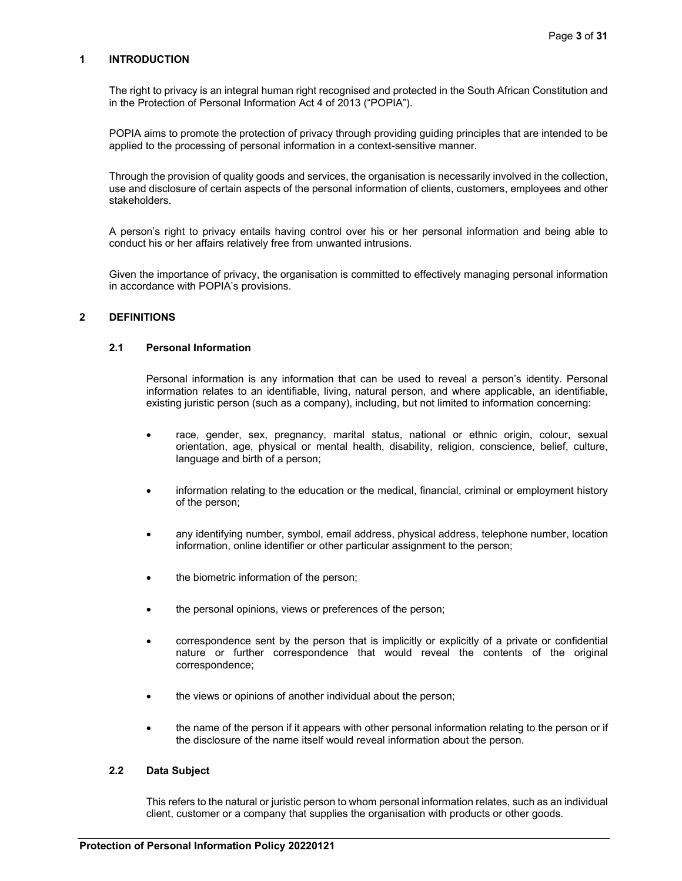## 1 INTRODUCTION

The right to privacy is an integral human right recognised and protected in the South African Constitution and in the Protection of Personal Information Act 4 of 2013 ("POPIA").

POPIA aims to promote the protection of privacy through providing guiding principles that are intended to be applied to the processing of personal information in a context-sensitive manner.

Through the provision of quality goods and services, the organisation is necessarily involved in the collection, use and disclosure of certain aspects of the personal information of clients, customers, employees and other stakeholders.

A person's right to privacy entails having control over his or her personal information and being able to conduct his or her affairs relatively free from unwanted intrusions.

Given the importance of privacy, the organisation is committed to effectively managing personal information in accordance with POPIA's provisions.

## 2 DEFINITIONS

### 2.1 Personal Information

Personal information is any information that can be used to reveal a person's identity. Personal information relates to an identifiable, living, natural person, and where applicable, an identifiable, existing juristic person (such as a company), including, but not limited to information concerning:

- race, gender, sex, pregnancy, marital status, national or ethnic origin, colour, sexual orientation, age, physical or mental health, disability, religion, conscience, belief, culture, language and birth of a person;
- information relating to the education or the medical, financial, criminal or employment history of the person;
- any identifying number, symbol, email address, physical address, telephone number, location information, online identifier or other particular assignment to the person;
- the biometric information of the person;
- the personal opinions, views or preferences of the person;
- correspondence sent by the person that is implicitly or explicitly of a private or confidential nature or further correspondence that would reveal the contents of the original correspondence;
- the views or opinions of another individual about the person;
- the name of the person if it appears with other personal information relating to the person or if the disclosure of the name itself would reveal information about the person.

### 2.2 Data Subject

This refers to the natural or juristic person to whom personal information relates, such as an individual client, customer or a company that supplies the organisation with products or other goods.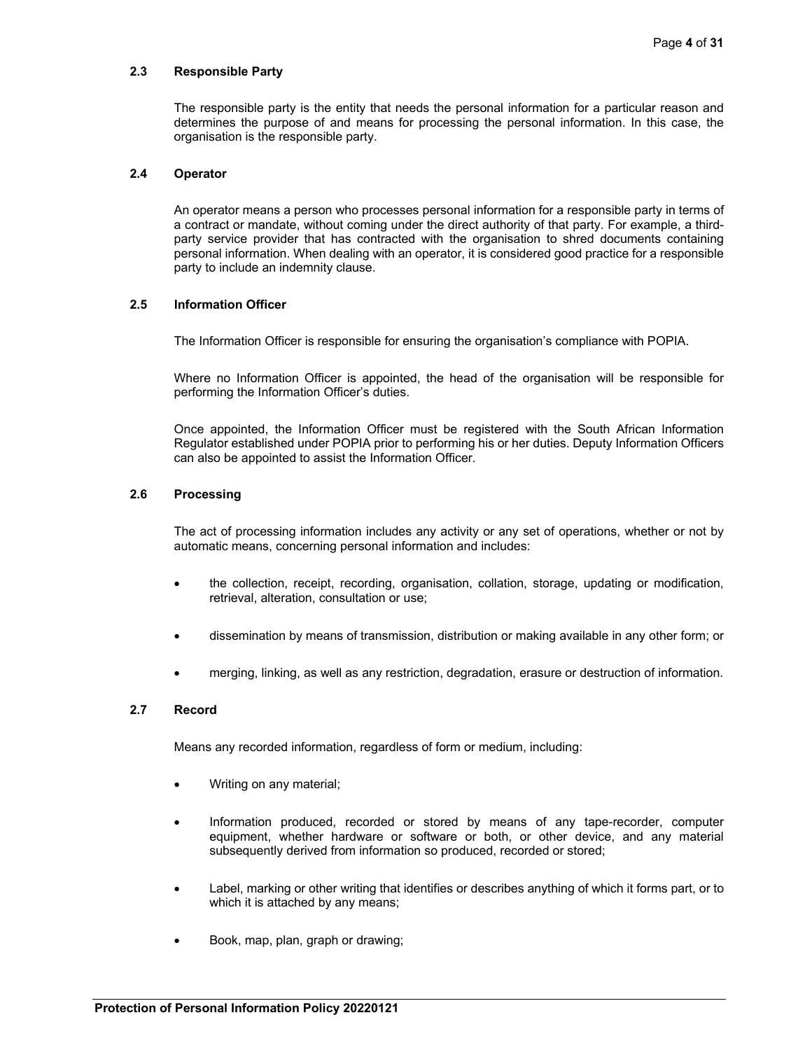### 2.3 Responsible Party

The responsible party is the entity that needs the personal information for a particular reason and determines the purpose of and means for processing the personal information. In this case, the organisation is the responsible party.

### 2.4 Operator

An operator means a person who processes personal information for a responsible party in terms of a contract or mandate, without coming under the direct authority of that party. For example, a third-party service provider that has contracted with the organisation to shred documents containing personal information. When dealing with an operator, it is considered good practice for a responsible party to include an indemnity clause.

### 2.5 Information Officer

The Information Officer is responsible for ensuring the organisation's compliance with POPIA.

Where no Information Officer is appointed, the head of the organisation will be responsible for performing the Information Officer's duties.

Once appointed, the Information Officer must be registered with the South African Information Regulator established under POPIA prior to performing his or her duties. Deputy Information Officers can also be appointed to assist the Information Officer.

### 2.6 Processing

The act of processing information includes any activity or any set of operations, whether or not by automatic means, concerning personal information and includes:

- the collection, receipt, recording, organisation, collation, storage, updating or modification, retrieval, alteration, consultation or use;
- dissemination by means of transmission, distribution or making available in any other form; or
- merging, linking, as well as any restriction, degradation, erasure or destruction of information.

### 2.7 Record

Means any recorded information, regardless of form or medium, including:

- Writing on any material;
- Information produced, recorded or stored by means of any tape-recorder, computer equipment, whether hardware or software or both, or other device, and any material subsequently derived from information so produced, recorded or stored;
- Label, marking or other writing that identifies or describes anything of which it forms part, or to which it is attached by any means;
- Book, map, plan, graph or drawing;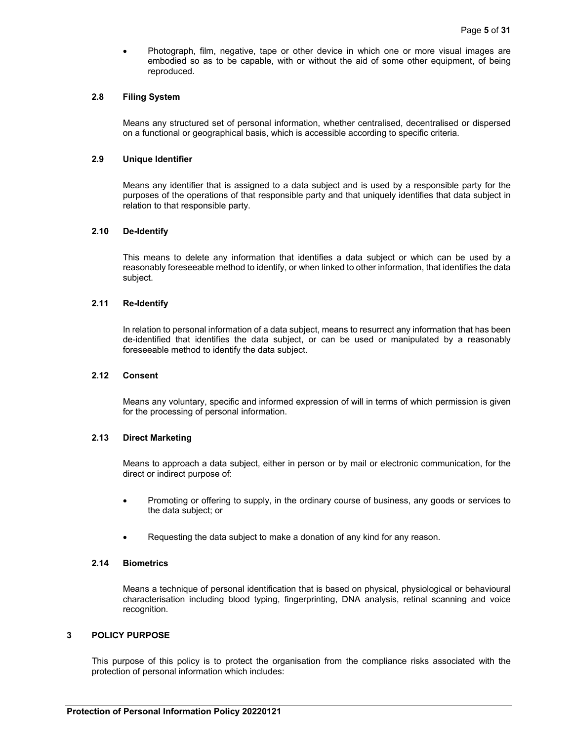- Photograph, film, negative, tape or other device in which one or more visual images are embodied so as to be capable, with or without the aid of some other equipment, of being reproduced.

### 2.8 Filing System

Means any structured set of personal information, whether centralised, decentralised or dispersed on a functional or geographical basis, which is accessible according to specific criteria.

### 2.9 Unique Identifier

Means any identifier that is assigned to a data subject and is used by a responsible party for the purposes of the operations of that responsible party and that uniquely identifies that data subject in relation to that responsible party.

### 2.10 De-Identify

This means to delete any information that identifies a data subject or which can be used by a reasonably foreseeable method to identify, or when linked to other information, that identifies the data subject.

### 2.11 Re-Identify

In relation to personal information of a data subject, means to resurrect any information that has been de-identified that identifies the data subject, or can be used or manipulated by a reasonably foreseeable method to identify the data subject.

### 2.12 Consent

Means any voluntary, specific and informed expression of will in terms of which permission is given for the processing of personal information.

### 2.13 Direct Marketing

Means to approach a data subject, either in person or by mail or electronic communication, for the direct or indirect purpose of:

- Promoting or offering to supply, in the ordinary course of business, any goods or services to the data subject; or
- Requesting the data subject to make a donation of any kind for any reason.

### 2.14 Biometrics

Means a technique of personal identification that is based on physical, physiological or behavioural characterisation including blood typing, fingerprinting, DNA analysis, retinal scanning and voice recognition.

## 3 POLICY PURPOSE

This purpose of this policy is to protect the organisation from the compliance risks associated with the protection of personal information which includes: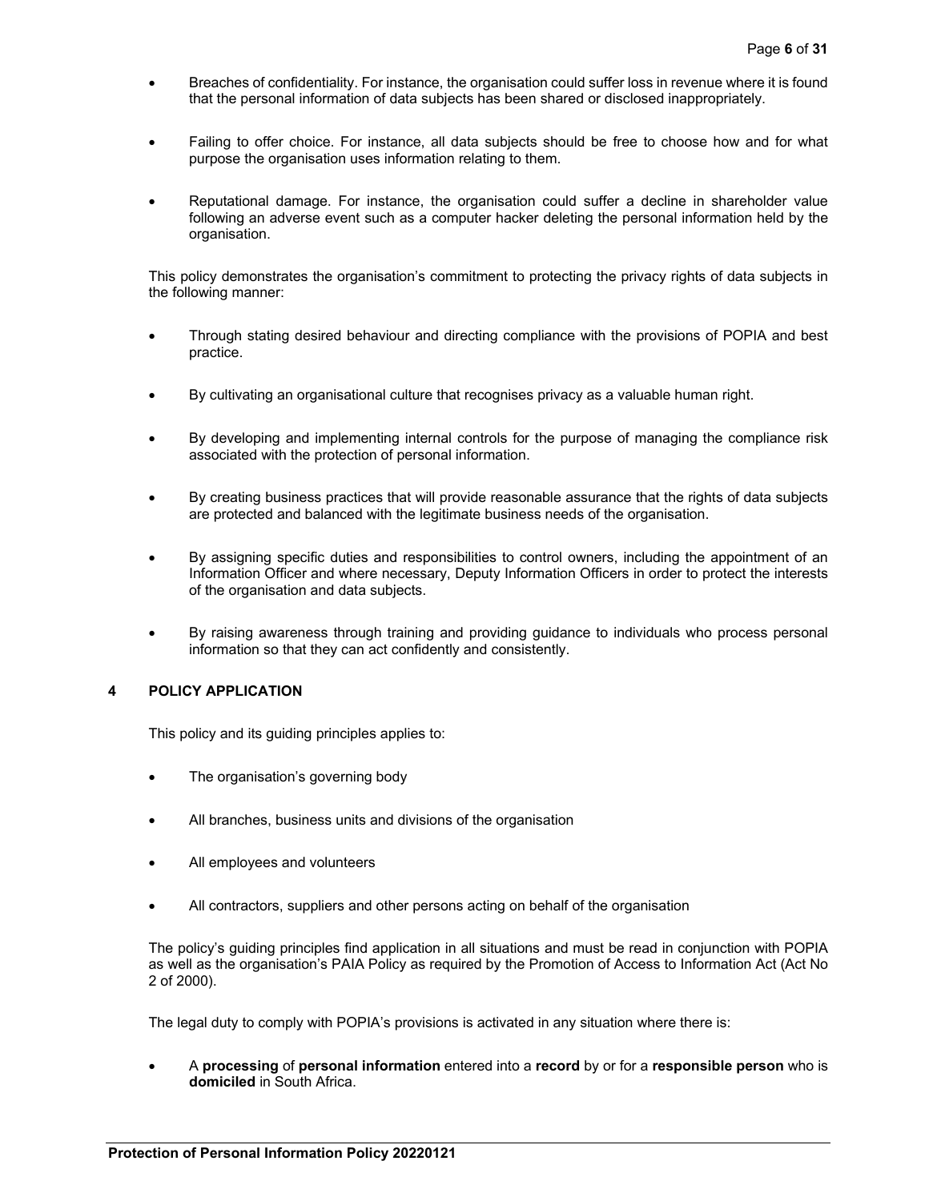- Breaches of confidentiality. For instance, the organisation could suffer loss in revenue where it is found that the personal information of data subjects has been shared or disclosed inappropriately.

- Failing to offer choice. For instance, all data subjects should be free to choose how and for what purpose the organisation uses information relating to them.

- Reputational damage. For instance, the organisation could suffer a decline in shareholder value following an adverse event such as a computer hacker deleting the personal information held by the organisation.

This policy demonstrates the organisation's commitment to protecting the privacy rights of data subjects in the following manner:

- Through stating desired behaviour and directing compliance with the provisions of POPIA and best practice.

- By cultivating an organisational culture that recognises privacy as a valuable human right.

- By developing and implementing internal controls for the purpose of managing the compliance risk associated with the protection of personal information.

- By creating business practices that will provide reasonable assurance that the rights of data subjects are protected and balanced with the legitimate business needs of the organisation.

- By assigning specific duties and responsibilities to control owners, including the appointment of an Information Officer and where necessary, Deputy Information Officers in order to protect the interests of the organisation and data subjects.

- By raising awareness through training and providing guidance to individuals who process personal information so that they can act confidently and consistently.

## 4 POLICY APPLICATION

This policy and its guiding principles applies to:

- The organisation's governing body

- All branches, business units and divisions of the organisation

- All employees and volunteers

- All contractors, suppliers and other persons acting on behalf of the organisation

The policy's guiding principles find application in all situations and must be read in conjunction with POPIA as well as the organisation's PAIA Policy as required by the Promotion of Access to Information Act (Act No 2 of 2000).

The legal duty to comply with POPIA's provisions is activated in any situation where there is:

- A **processing** of **personal information** entered into a **record** by or for a **responsible person** who is **domiciled** in South Africa.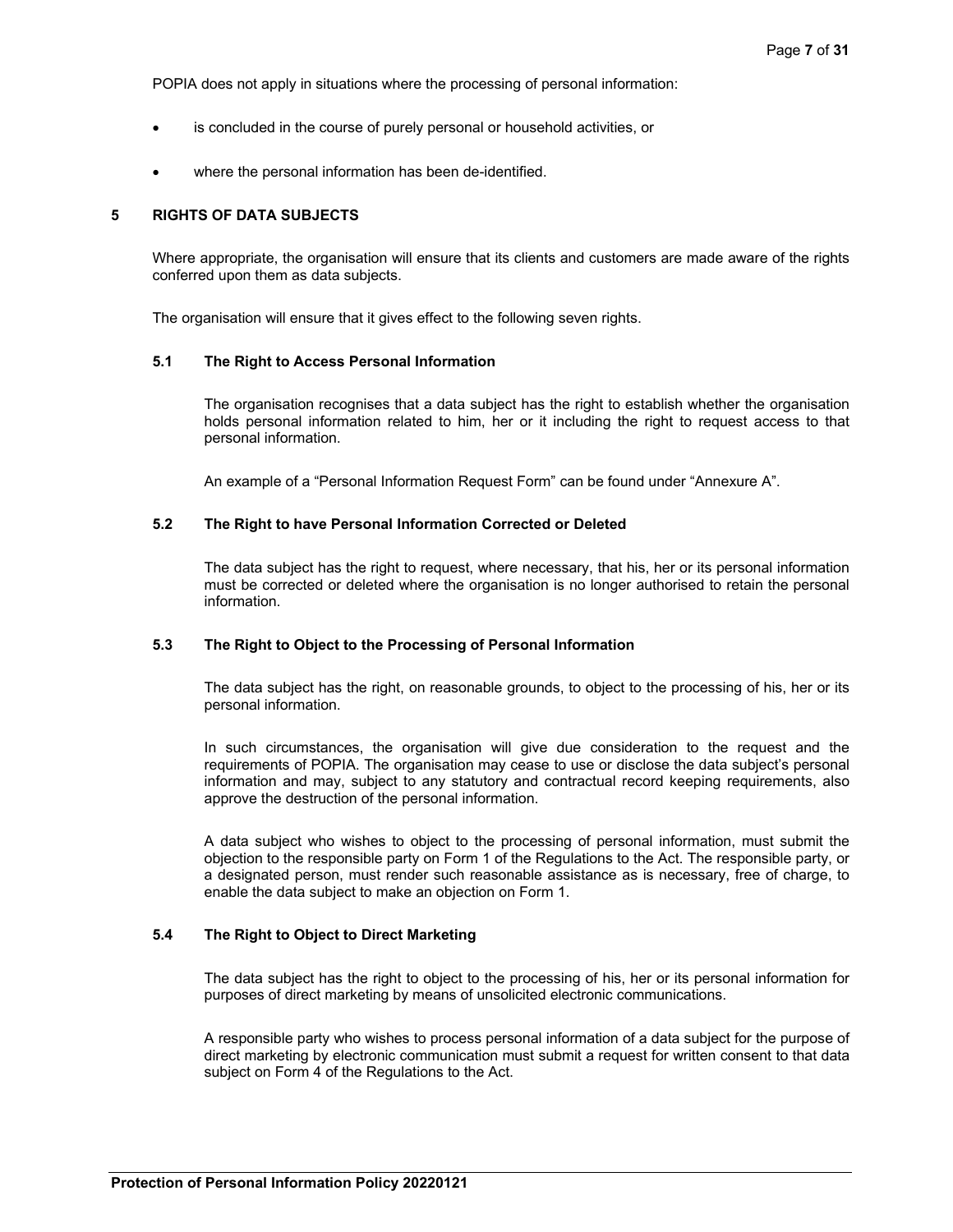POPIA does not apply in situations where the processing of personal information:

- is concluded in the course of purely personal or household activities, or
- where the personal information has been de-identified.

## 5 RIGHTS OF DATA SUBJECTS

Where appropriate, the organisation will ensure that its clients and customers are made aware of the rights conferred upon them as data subjects.

The organisation will ensure that it gives effect to the following seven rights.

### 5.1 The Right to Access Personal Information

The organisation recognises that a data subject has the right to establish whether the organisation holds personal information related to him, her or it including the right to request access to that personal information.

An example of a "Personal Information Request Form" can be found under "Annexure A".

### 5.2 The Right to have Personal Information Corrected or Deleted

The data subject has the right to request, where necessary, that his, her or its personal information must be corrected or deleted where the organisation is no longer authorised to retain the personal information.

### 5.3 The Right to Object to the Processing of Personal Information

The data subject has the right, on reasonable grounds, to object to the processing of his, her or its personal information.

In such circumstances, the organisation will give due consideration to the request and the requirements of POPIA. The organisation may cease to use or disclose the data subject's personal information and may, subject to any statutory and contractual record keeping requirements, also approve the destruction of the personal information.

A data subject who wishes to object to the processing of personal information, must submit the objection to the responsible party on Form 1 of the Regulations to the Act. The responsible party, or a designated person, must render such reasonable assistance as is necessary, free of charge, to enable the data subject to make an objection on Form 1.

### 5.4 The Right to Object to Direct Marketing

The data subject has the right to object to the processing of his, her or its personal information for purposes of direct marketing by means of unsolicited electronic communications.

A responsible party who wishes to process personal information of a data subject for the purpose of direct marketing by electronic communication must submit a request for written consent to that data subject on Form 4 of the Regulations to the Act.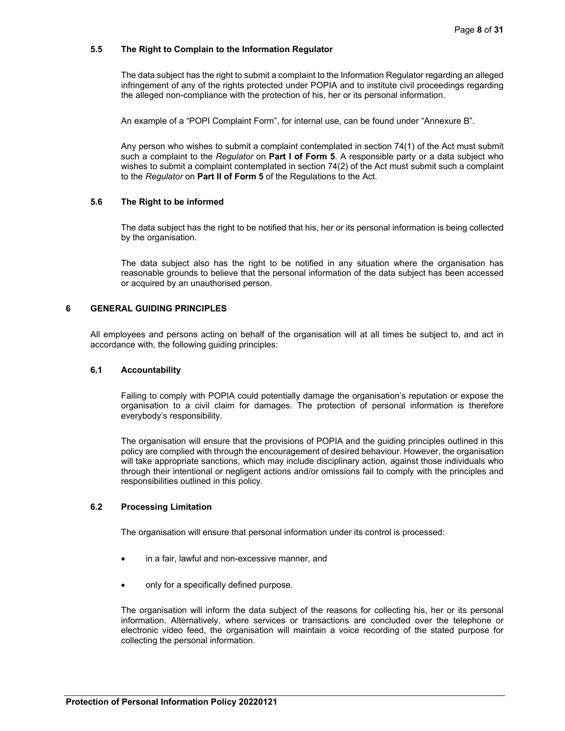### 5.5 The Right to Complain to the Information Regulator

The data subject has the right to submit a complaint to the Information Regulator regarding an alleged infringement of any of the rights protected under POPIA and to institute civil proceedings regarding the alleged non-compliance with the protection of his, her or its personal information.

An example of a "POPI Complaint Form", for internal use, can be found under "Annexure B".

Any person who wishes to submit a complaint contemplated in section 74(1) of the Act must submit such a complaint to the *Regulator* on **Part I of Form 5**. A responsible party or a data subject who wishes to submit a complaint contemplated in section 74(2) of the Act must submit such a complaint to the *Regulator* on **Part II of Form 5** of the Regulations to the Act.

### 5.6 The Right to be informed

The data subject has the right to be notified that his, her or its personal information is being collected by the organisation.

The data subject also has the right to be notified in any situation where the organisation has reasonable grounds to believe that the personal information of the data subject has been accessed or acquired by an unauthorised person.

## 6 GENERAL GUIDING PRINCIPLES

All employees and persons acting on behalf of the organisation will at all times be subject to, and act in accordance with, the following guiding principles:

### 6.1 Accountability

Failing to comply with POPIA could potentially damage the organisation's reputation or expose the organisation to a civil claim for damages. The protection of personal information is therefore everybody's responsibility.

The organisation will ensure that the provisions of POPIA and the guiding principles outlined in this policy are complied with through the encouragement of desired behaviour. However, the organisation will take appropriate sanctions, which may include disciplinary action, against those individuals who through their intentional or negligent actions and/or omissions fail to comply with the principles and responsibilities outlined in this policy.

### 6.2 Processing Limitation

The organisation will ensure that personal information under its control is processed:

- in a fair, lawful and non-excessive manner, and
- only for a specifically defined purpose.

The organisation will inform the data subject of the reasons for collecting his, her or its personal information. Alternatively, where services or transactions are concluded over the telephone or electronic video feed, the organisation will maintain a voice recording of the stated purpose for collecting the personal information.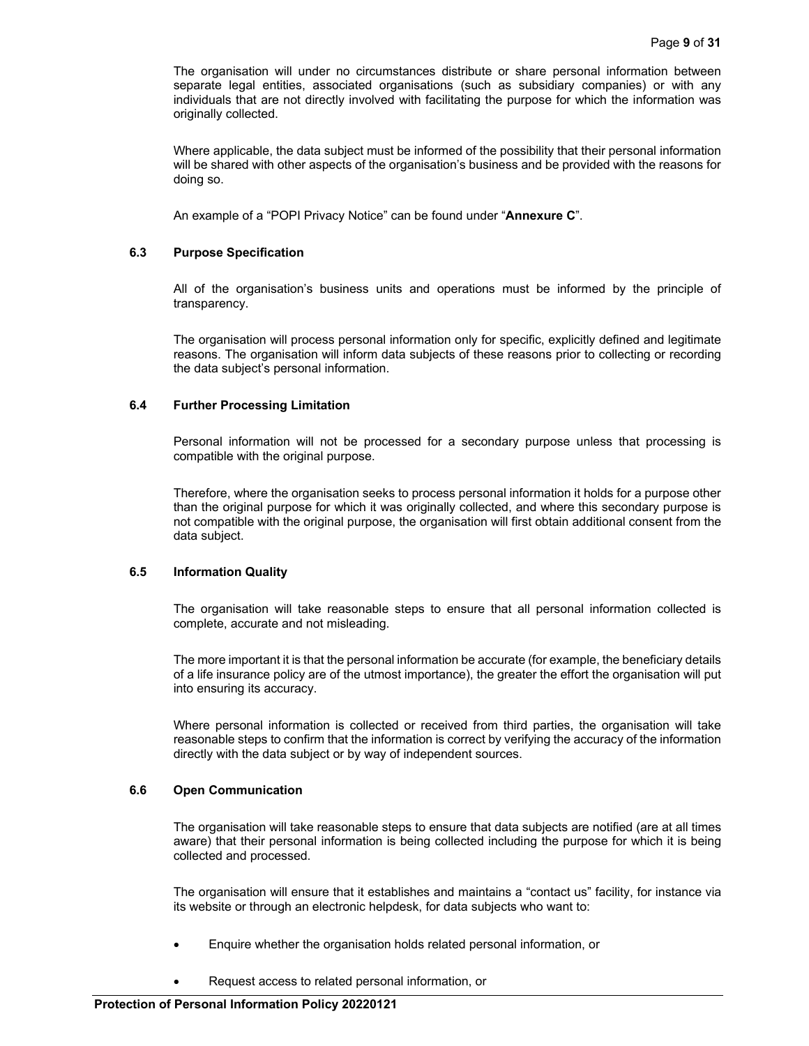The organisation will under no circumstances distribute or share personal information between separate legal entities, associated organisations (such as subsidiary companies) or with any individuals that are not directly involved with facilitating the purpose for which the information was originally collected.

Where applicable, the data subject must be informed of the possibility that their personal information will be shared with other aspects of the organisation's business and be provided with the reasons for doing so.

An example of a "POPI Privacy Notice" can be found under "**Annexure C**".

### 6.3 Purpose Specification

All of the organisation's business units and operations must be informed by the principle of transparency.

The organisation will process personal information only for specific, explicitly defined and legitimate reasons. The organisation will inform data subjects of these reasons prior to collecting or recording the data subject's personal information.

### 6.4 Further Processing Limitation

Personal information will not be processed for a secondary purpose unless that processing is compatible with the original purpose.

Therefore, where the organisation seeks to process personal information it holds for a purpose other than the original purpose for which it was originally collected, and where this secondary purpose is not compatible with the original purpose, the organisation will first obtain additional consent from the data subject.

### 6.5 Information Quality

The organisation will take reasonable steps to ensure that all personal information collected is complete, accurate and not misleading.

The more important it is that the personal information be accurate (for example, the beneficiary details of a life insurance policy are of the utmost importance), the greater the effort the organisation will put into ensuring its accuracy.

Where personal information is collected or received from third parties, the organisation will take reasonable steps to confirm that the information is correct by verifying the accuracy of the information directly with the data subject or by way of independent sources.

### 6.6 Open Communication

The organisation will take reasonable steps to ensure that data subjects are notified (are at all times aware) that their personal information is being collected including the purpose for which it is being collected and processed.

The organisation will ensure that it establishes and maintains a "contact us" facility, for instance via its website or through an electronic helpdesk, for data subjects who want to:

- Enquire whether the organisation holds related personal information, or
- Request access to related personal information, or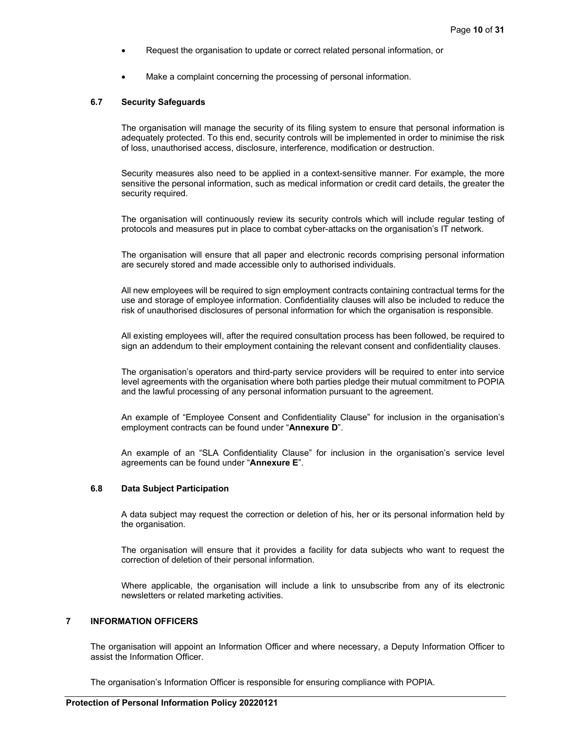- Request the organisation to update or correct related personal information, or
- Make a complaint concerning the processing of personal information.

### 6.7 Security Safeguards

The organisation will manage the security of its filing system to ensure that personal information is adequately protected. To this end, security controls will be implemented in order to minimise the risk of loss, unauthorised access, disclosure, interference, modification or destruction.

Security measures also need to be applied in a context-sensitive manner. For example, the more sensitive the personal information, such as medical information or credit card details, the greater the security required.

The organisation will continuously review its security controls which will include regular testing of protocols and measures put in place to combat cyber-attacks on the organisation's IT network.

The organisation will ensure that all paper and electronic records comprising personal information are securely stored and made accessible only to authorised individuals.

All new employees will be required to sign employment contracts containing contractual terms for the use and storage of employee information. Confidentiality clauses will also be included to reduce the risk of unauthorised disclosures of personal information for which the organisation is responsible.

All existing employees will, after the required consultation process has been followed, be required to sign an addendum to their employment containing the relevant consent and confidentiality clauses.

The organisation's operators and third-party service providers will be required to enter into service level agreements with the organisation where both parties pledge their mutual commitment to POPIA and the lawful processing of any personal information pursuant to the agreement.

An example of "Employee Consent and Confidentiality Clause" for inclusion in the organisation's employment contracts can be found under "**Annexure D**".

An example of an "SLA Confidentiality Clause" for inclusion in the organisation's service level agreements can be found under "**Annexure E**".

### 6.8 Data Subject Participation

A data subject may request the correction or deletion of his, her or its personal information held by the organisation.

The organisation will ensure that it provides a facility for data subjects who want to request the correction of deletion of their personal information.

Where applicable, the organisation will include a link to unsubscribe from any of its electronic newsletters or related marketing activities.

## 7 INFORMATION OFFICERS

The organisation will appoint an Information Officer and where necessary, a Deputy Information Officer to assist the Information Officer.

The organisation's Information Officer is responsible for ensuring compliance with POPIA.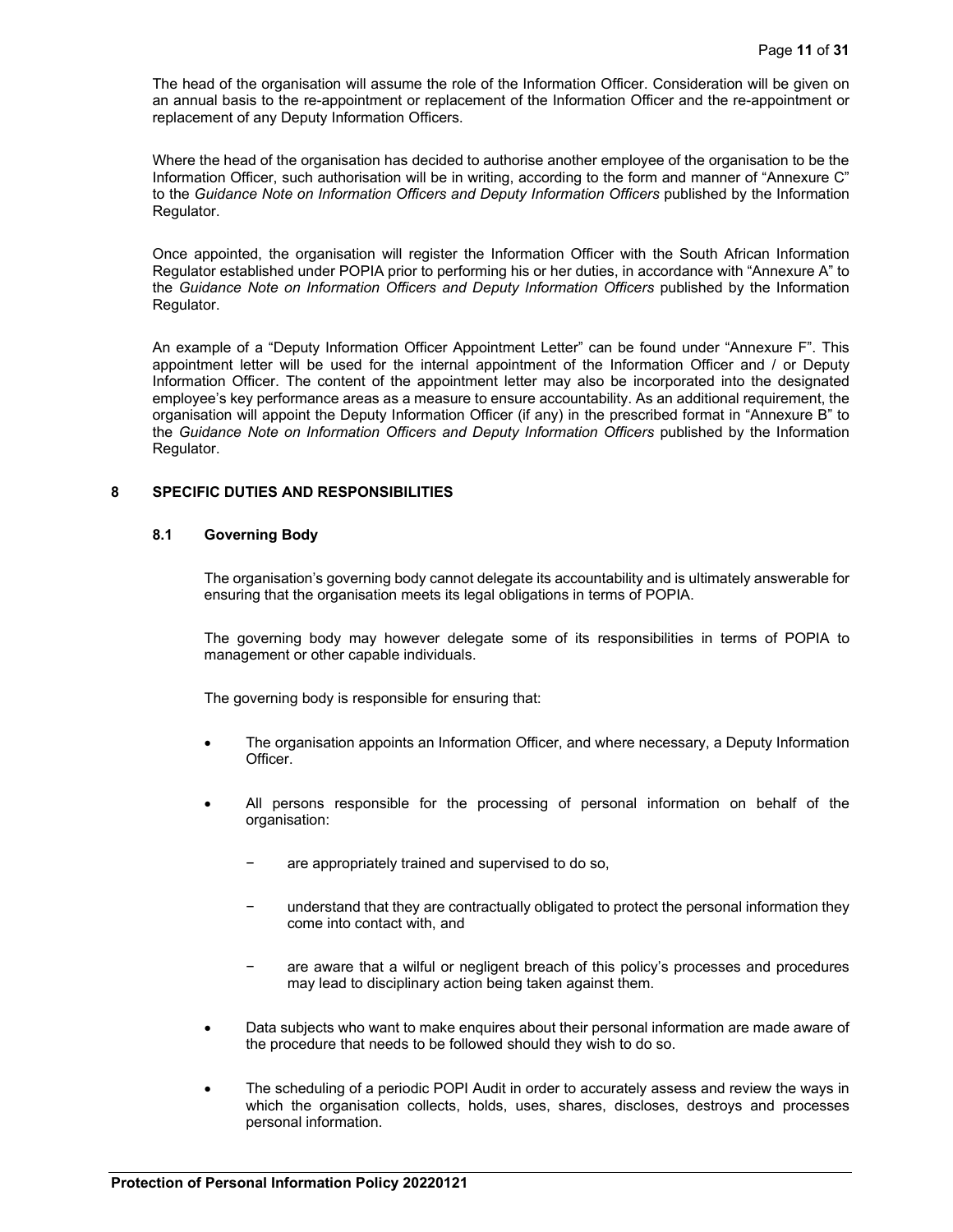The head of the organisation will assume the role of the Information Officer. Consideration will be given on an annual basis to the re-appointment or replacement of the Information Officer and the re-appointment or replacement of any Deputy Information Officers.

Where the head of the organisation has decided to authorise another employee of the organisation to be the Information Officer, such authorisation will be in writing, according to the form and manner of "Annexure C" to the *Guidance Note on Information Officers and Deputy Information Officers* published by the Information Regulator.

Once appointed, the organisation will register the Information Officer with the South African Information Regulator established under POPIA prior to performing his or her duties, in accordance with "Annexure A" to the *Guidance Note on Information Officers and Deputy Information Officers* published by the Information Regulator.

An example of a "Deputy Information Officer Appointment Letter" can be found under "Annexure F". This appointment letter will be used for the internal appointment of the Information Officer and / or Deputy Information Officer. The content of the appointment letter may also be incorporated into the designated employee's key performance areas as a measure to ensure accountability. As an additional requirement, the organisation will appoint the Deputy Information Officer (if any) in the prescribed format in "Annexure B" to the *Guidance Note on Information Officers and Deputy Information Officers* published by the Information Regulator.

## 8 SPECIFIC DUTIES AND RESPONSIBILITIES

### 8.1 Governing Body

The organisation's governing body cannot delegate its accountability and is ultimately answerable for ensuring that the organisation meets its legal obligations in terms of POPIA.

The governing body may however delegate some of its responsibilities in terms of POPIA to management or other capable individuals.

The governing body is responsible for ensuring that:

- The organisation appoints an Information Officer, and where necessary, a Deputy Information Officer.
- All persons responsible for the processing of personal information on behalf of the organisation:
  - are appropriately trained and supervised to do so,
  - understand that they are contractually obligated to protect the personal information they come into contact with, and
  - are aware that a wilful or negligent breach of this policy's processes and procedures may lead to disciplinary action being taken against them.
- Data subjects who want to make enquires about their personal information are made aware of the procedure that needs to be followed should they wish to do so.
- The scheduling of a periodic POPI Audit in order to accurately assess and review the ways in which the organisation collects, holds, uses, shares, discloses, destroys and processes personal information.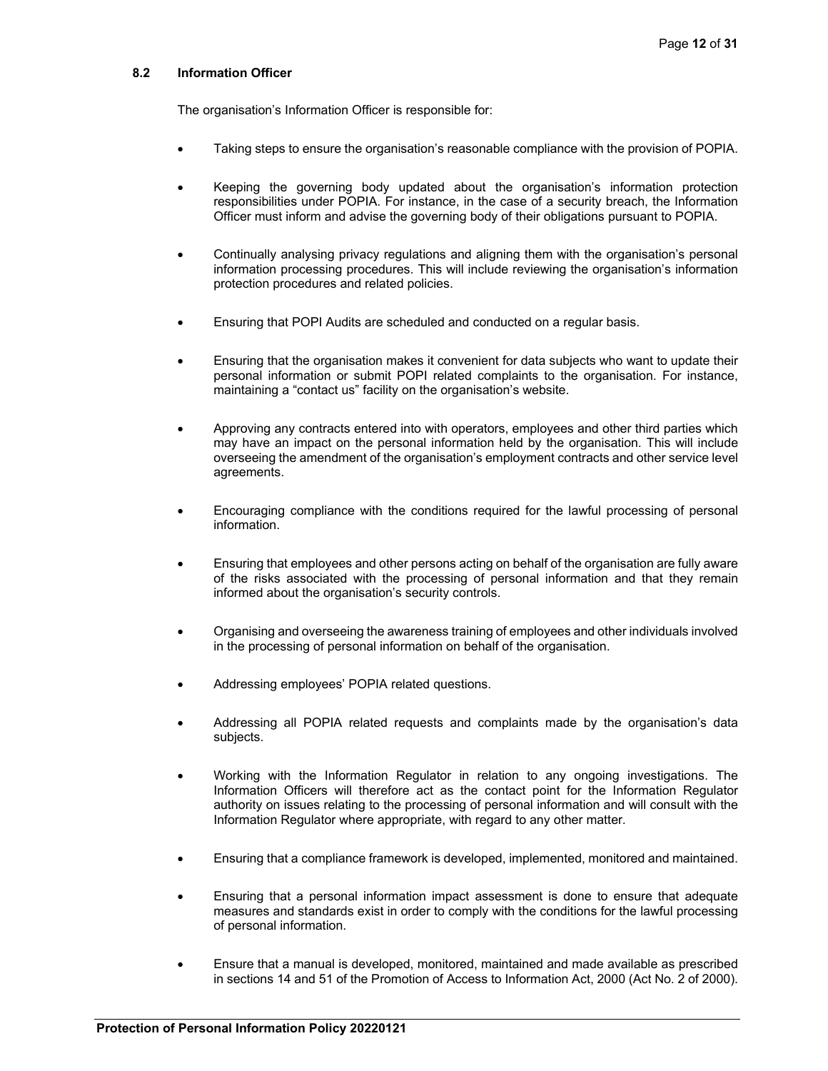### 8.2 Information Officer

The organisation's Information Officer is responsible for:

- Taking steps to ensure the organisation's reasonable compliance with the provision of POPIA.
- Keeping the governing body updated about the organisation's information protection responsibilities under POPIA. For instance, in the case of a security breach, the Information Officer must inform and advise the governing body of their obligations pursuant to POPIA.
- Continually analysing privacy regulations and aligning them with the organisation's personal information processing procedures. This will include reviewing the organisation's information protection procedures and related policies.
- Ensuring that POPI Audits are scheduled and conducted on a regular basis.
- Ensuring that the organisation makes it convenient for data subjects who want to update their personal information or submit POPI related complaints to the organisation. For instance, maintaining a "contact us" facility on the organisation's website.
- Approving any contracts entered into with operators, employees and other third parties which may have an impact on the personal information held by the organisation. This will include overseeing the amendment of the organisation's employment contracts and other service level agreements.
- Encouraging compliance with the conditions required for the lawful processing of personal information.
- Ensuring that employees and other persons acting on behalf of the organisation are fully aware of the risks associated with the processing of personal information and that they remain informed about the organisation's security controls.
- Organising and overseeing the awareness training of employees and other individuals involved in the processing of personal information on behalf of the organisation.
- Addressing employees' POPIA related questions.
- Addressing all POPIA related requests and complaints made by the organisation's data subjects.
- Working with the Information Regulator in relation to any ongoing investigations. The Information Officers will therefore act as the contact point for the Information Regulator authority on issues relating to the processing of personal information and will consult with the Information Regulator where appropriate, with regard to any other matter.
- Ensuring that a compliance framework is developed, implemented, monitored and maintained.
- Ensuring that a personal information impact assessment is done to ensure that adequate measures and standards exist in order to comply with the conditions for the lawful processing of personal information.
- Ensure that a manual is developed, monitored, maintained and made available as prescribed in sections 14 and 51 of the Promotion of Access to Information Act, 2000 (Act No. 2 of 2000).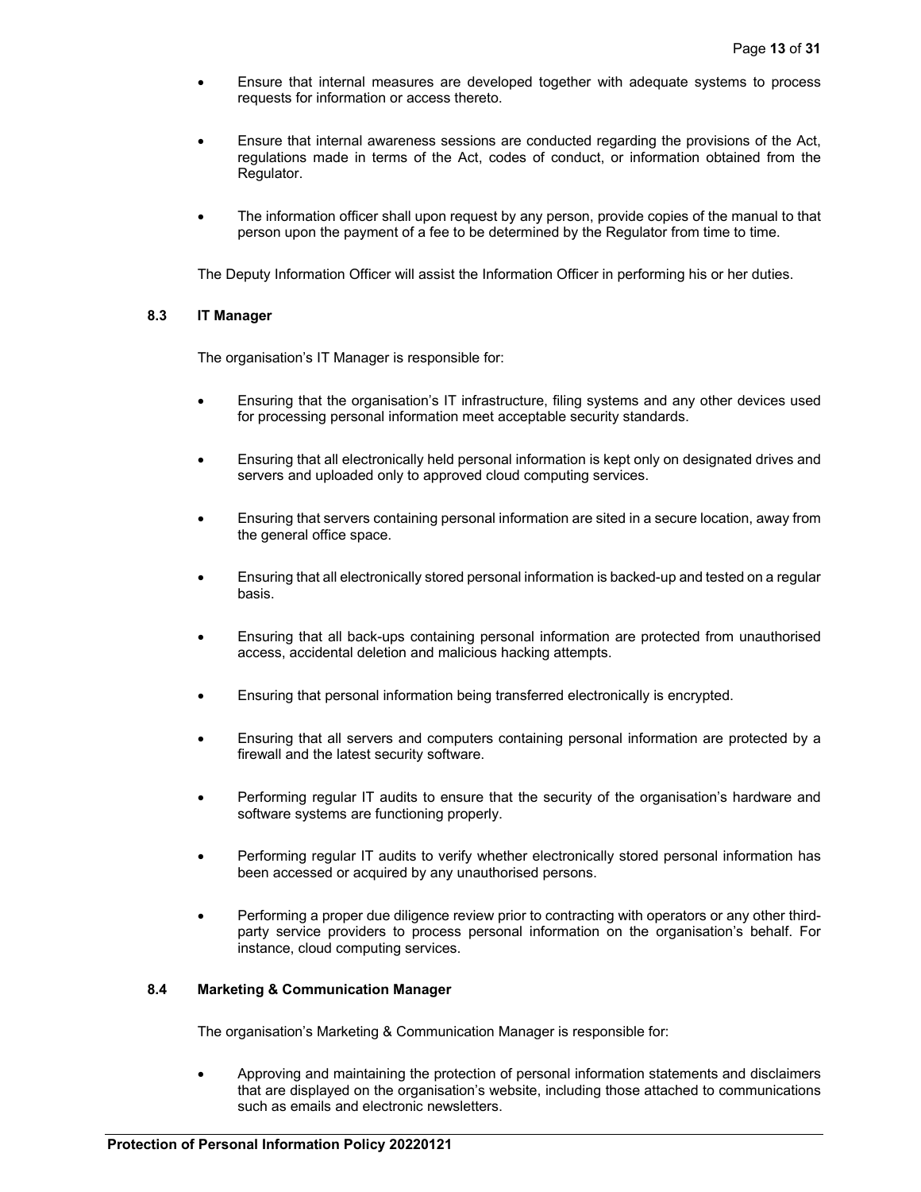- Ensure that internal measures are developed together with adequate systems to process requests for information or access thereto.

- Ensure that internal awareness sessions are conducted regarding the provisions of the Act, regulations made in terms of the Act, codes of conduct, or information obtained from the Regulator.

- The information officer shall upon request by any person, provide copies of the manual to that person upon the payment of a fee to be determined by the Regulator from time to time.

The Deputy Information Officer will assist the Information Officer in performing his or her duties.

### 8.3 IT Manager

The organisation's IT Manager is responsible for:

- Ensuring that the organisation's IT infrastructure, filing systems and any other devices used for processing personal information meet acceptable security standards.

- Ensuring that all electronically held personal information is kept only on designated drives and servers and uploaded only to approved cloud computing services.

- Ensuring that servers containing personal information are sited in a secure location, away from the general office space.

- Ensuring that all electronically stored personal information is backed-up and tested on a regular basis.

- Ensuring that all back-ups containing personal information are protected from unauthorised access, accidental deletion and malicious hacking attempts.

- Ensuring that personal information being transferred electronically is encrypted.

- Ensuring that all servers and computers containing personal information are protected by a firewall and the latest security software.

- Performing regular IT audits to ensure that the security of the organisation's hardware and software systems are functioning properly.

- Performing regular IT audits to verify whether electronically stored personal information has been accessed or acquired by any unauthorised persons.

- Performing a proper due diligence review prior to contracting with operators or any other third-party service providers to process personal information on the organisation's behalf. For instance, cloud computing services.

### 8.4 Marketing & Communication Manager

The organisation's Marketing & Communication Manager is responsible for:

- Approving and maintaining the protection of personal information statements and disclaimers that are displayed on the organisation's website, including those attached to communications such as emails and electronic newsletters.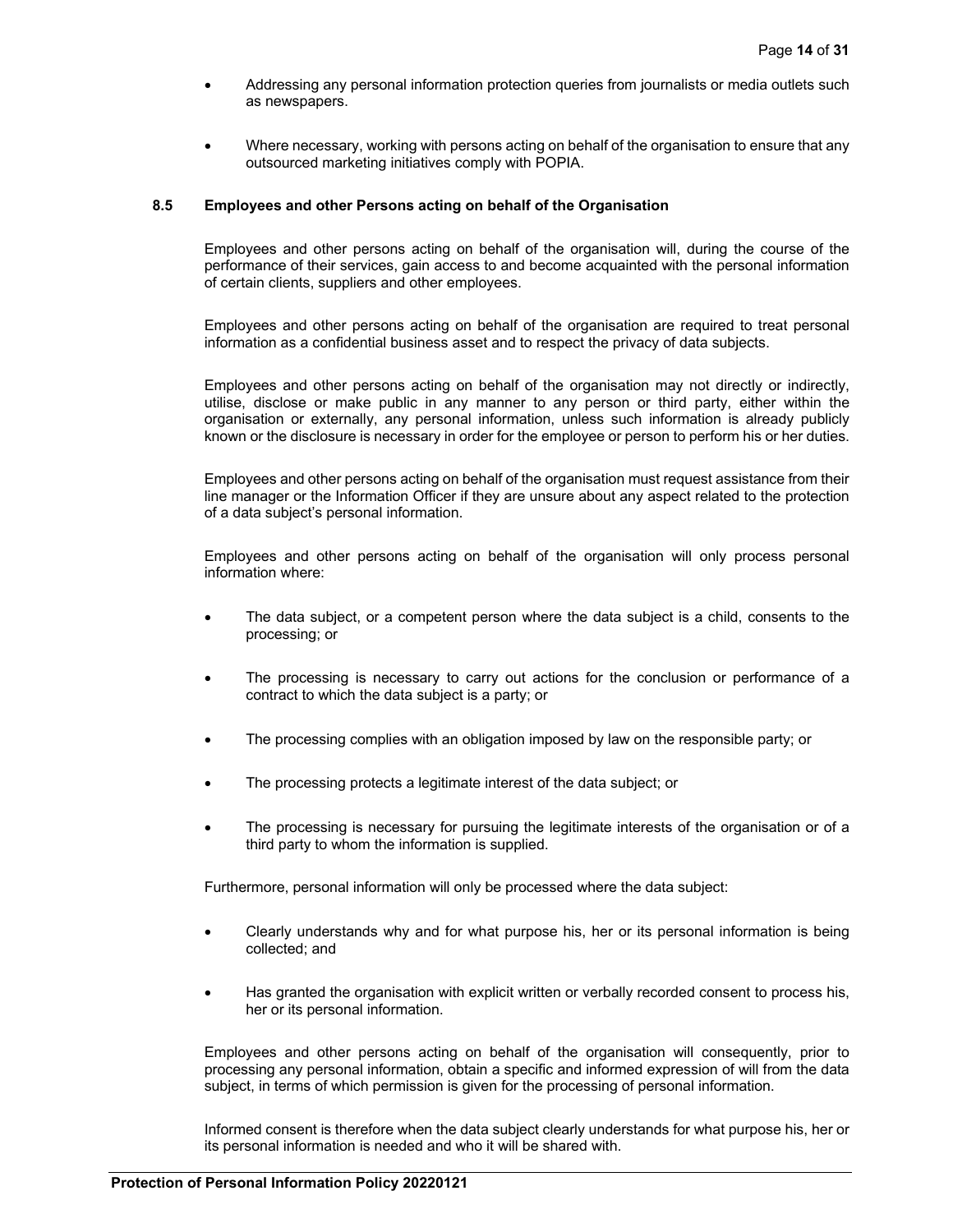- Addressing any personal information protection queries from journalists or media outlets such as newspapers.

- Where necessary, working with persons acting on behalf of the organisation to ensure that any outsourced marketing initiatives comply with POPIA.

### 8.5 Employees and other Persons acting on behalf of the Organisation

Employees and other persons acting on behalf of the organisation will, during the course of the performance of their services, gain access to and become acquainted with the personal information of certain clients, suppliers and other employees.

Employees and other persons acting on behalf of the organisation are required to treat personal information as a confidential business asset and to respect the privacy of data subjects.

Employees and other persons acting on behalf of the organisation may not directly or indirectly, utilise, disclose or make public in any manner to any person or third party, either within the organisation or externally, any personal information, unless such information is already publicly known or the disclosure is necessary in order for the employee or person to perform his or her duties.

Employees and other persons acting on behalf of the organisation must request assistance from their line manager or the Information Officer if they are unsure about any aspect related to the protection of a data subject's personal information.

Employees and other persons acting on behalf of the organisation will only process personal information where:

- The data subject, or a competent person where the data subject is a child, consents to the processing; or

- The processing is necessary to carry out actions for the conclusion or performance of a contract to which the data subject is a party; or

- The processing complies with an obligation imposed by law on the responsible party; or

- The processing protects a legitimate interest of the data subject; or

- The processing is necessary for pursuing the legitimate interests of the organisation or of a third party to whom the information is supplied.

Furthermore, personal information will only be processed where the data subject:

- Clearly understands why and for what purpose his, her or its personal information is being collected; and

- Has granted the organisation with explicit written or verbally recorded consent to process his, her or its personal information.

Employees and other persons acting on behalf of the organisation will consequently, prior to processing any personal information, obtain a specific and informed expression of will from the data subject, in terms of which permission is given for the processing of personal information.

Informed consent is therefore when the data subject clearly understands for what purpose his, her or its personal information is needed and who it will be shared with.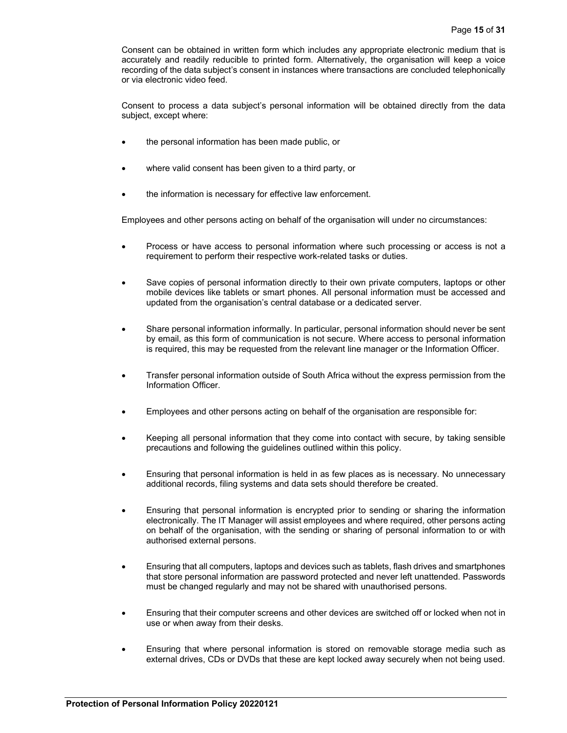Consent can be obtained in written form which includes any appropriate electronic medium that is accurately and readily reducible to printed form. Alternatively, the organisation will keep a voice recording of the data subject's consent in instances where transactions are concluded telephonically or via electronic video feed.

Consent to process a data subject's personal information will be obtained directly from the data subject, except where:

- the personal information has been made public, or
- where valid consent has been given to a third party, or
- the information is necessary for effective law enforcement.

Employees and other persons acting on behalf of the organisation will under no circumstances:

- Process or have access to personal information where such processing or access is not a requirement to perform their respective work-related tasks or duties.
- Save copies of personal information directly to their own private computers, laptops or other mobile devices like tablets or smart phones. All personal information must be accessed and updated from the organisation's central database or a dedicated server.
- Share personal information informally. In particular, personal information should never be sent by email, as this form of communication is not secure. Where access to personal information is required, this may be requested from the relevant line manager or the Information Officer.
- Transfer personal information outside of South Africa without the express permission from the Information Officer.
- Employees and other persons acting on behalf of the organisation are responsible for:
- Keeping all personal information that they come into contact with secure, by taking sensible precautions and following the guidelines outlined within this policy.
- Ensuring that personal information is held in as few places as is necessary. No unnecessary additional records, filing systems and data sets should therefore be created.
- Ensuring that personal information is encrypted prior to sending or sharing the information electronically. The IT Manager will assist employees and where required, other persons acting on behalf of the organisation, with the sending or sharing of personal information to or with authorised external persons.
- Ensuring that all computers, laptops and devices such as tablets, flash drives and smartphones that store personal information are password protected and never left unattended. Passwords must be changed regularly and may not be shared with unauthorised persons.
- Ensuring that their computer screens and other devices are switched off or locked when not in use or when away from their desks.
- Ensuring that where personal information is stored on removable storage media such as external drives, CDs or DVDs that these are kept locked away securely when not being used.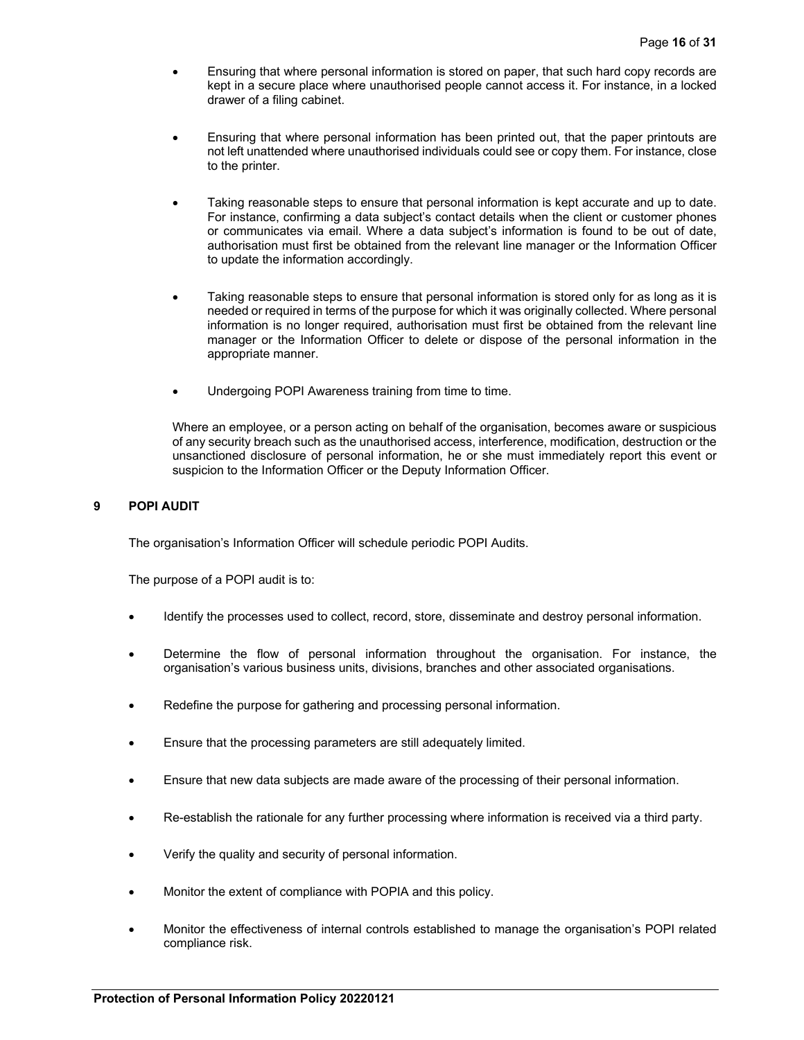- Ensuring that where personal information is stored on paper, that such hard copy records are kept in a secure place where unauthorised people cannot access it. For instance, in a locked drawer of a filing cabinet.

- Ensuring that where personal information has been printed out, that the paper printouts are not left unattended where unauthorised individuals could see or copy them. For instance, close to the printer.

- Taking reasonable steps to ensure that personal information is kept accurate and up to date. For instance, confirming a data subject's contact details when the client or customer phones or communicates via email. Where a data subject's information is found to be out of date, authorisation must first be obtained from the relevant line manager or the Information Officer to update the information accordingly.

- Taking reasonable steps to ensure that personal information is stored only for as long as it is needed or required in terms of the purpose for which it was originally collected. Where personal information is no longer required, authorisation must first be obtained from the relevant line manager or the Information Officer to delete or dispose of the personal information in the appropriate manner.

- Undergoing POPI Awareness training from time to time.

Where an employee, or a person acting on behalf of the organisation, becomes aware or suspicious of any security breach such as the unauthorised access, interference, modification, destruction or the unsanctioned disclosure of personal information, he or she must immediately report this event or suspicion to the Information Officer or the Deputy Information Officer.

## 9 POPI AUDIT

The organisation's Information Officer will schedule periodic POPI Audits.

The purpose of a POPI audit is to:

- Identify the processes used to collect, record, store, disseminate and destroy personal information.
- Determine the flow of personal information throughout the organisation. For instance, the organisation's various business units, divisions, branches and other associated organisations.
- Redefine the purpose for gathering and processing personal information.
- Ensure that the processing parameters are still adequately limited.
- Ensure that new data subjects are made aware of the processing of their personal information.
- Re-establish the rationale for any further processing where information is received via a third party.
- Verify the quality and security of personal information.
- Monitor the extent of compliance with POPIA and this policy.
- Monitor the effectiveness of internal controls established to manage the organisation's POPI related compliance risk.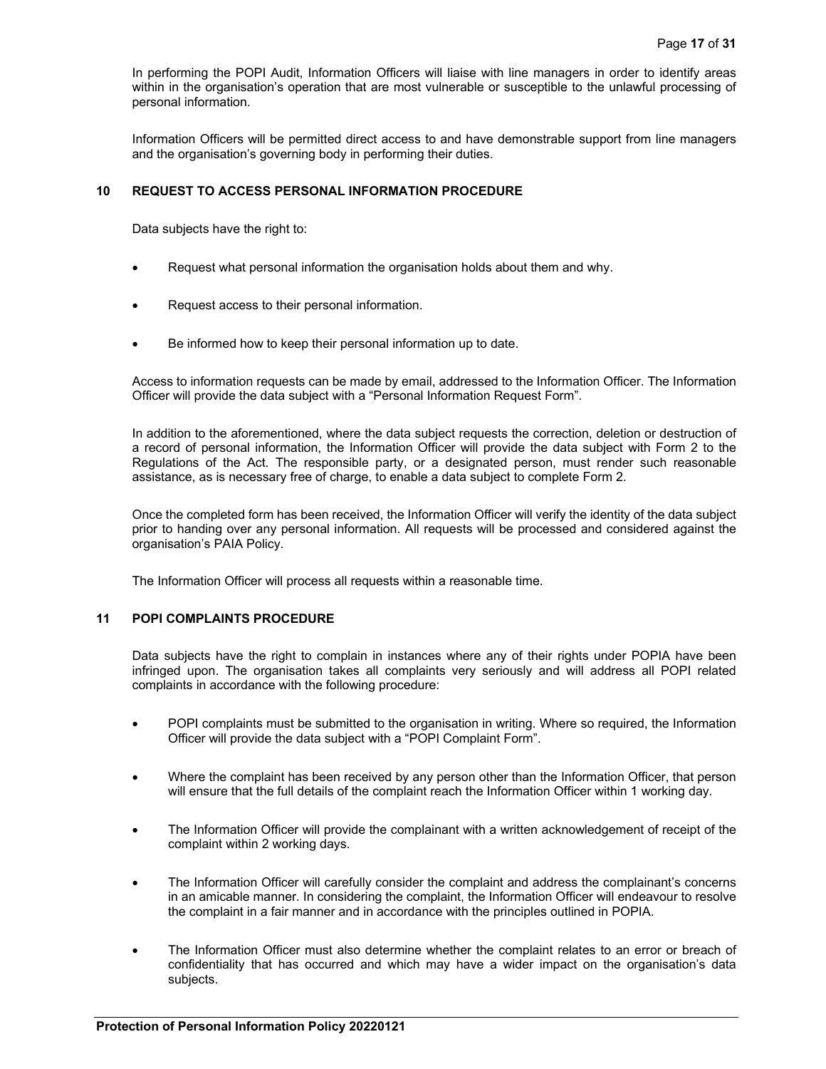In performing the POPI Audit, Information Officers will liaise with line managers in order to identify areas within in the organisation's operation that are most vulnerable or susceptible to the unlawful processing of personal information.

Information Officers will be permitted direct access to and have demonstrable support from line managers and the organisation's governing body in performing their duties.

## 10 REQUEST TO ACCESS PERSONAL INFORMATION PROCEDURE

Data subjects have the right to:

- Request what personal information the organisation holds about them and why.
- Request access to their personal information.
- Be informed how to keep their personal information up to date.

Access to information requests can be made by email, addressed to the Information Officer. The Information Officer will provide the data subject with a "Personal Information Request Form".

In addition to the aforementioned, where the data subject requests the correction, deletion or destruction of a record of personal information, the Information Officer will provide the data subject with Form 2 to the Regulations of the Act. The responsible party, or a designated person, must render such reasonable assistance, as is necessary free of charge, to enable a data subject to complete Form 2.

Once the completed form has been received, the Information Officer will verify the identity of the data subject prior to handing over any personal information. All requests will be processed and considered against the organisation's PAIA Policy.

The Information Officer will process all requests within a reasonable time.

## 11 POPI COMPLAINTS PROCEDURE

Data subjects have the right to complain in instances where any of their rights under POPIA have been infringed upon. The organisation takes all complaints very seriously and will address all POPI related complaints in accordance with the following procedure:

- POPI complaints must be submitted to the organisation in writing. Where so required, the Information Officer will provide the data subject with a "POPI Complaint Form".
- Where the complaint has been received by any person other than the Information Officer, that person will ensure that the full details of the complaint reach the Information Officer within 1 working day.
- The Information Officer will provide the complainant with a written acknowledgement of receipt of the complaint within 2 working days.
- The Information Officer will carefully consider the complaint and address the complainant's concerns in an amicable manner. In considering the complaint, the Information Officer will endeavour to resolve the complaint in a fair manner and in accordance with the principles outlined in POPIA.
- The Information Officer must also determine whether the complaint relates to an error or breach of confidentiality that has occurred and which may have a wider impact on the organisation's data subjects.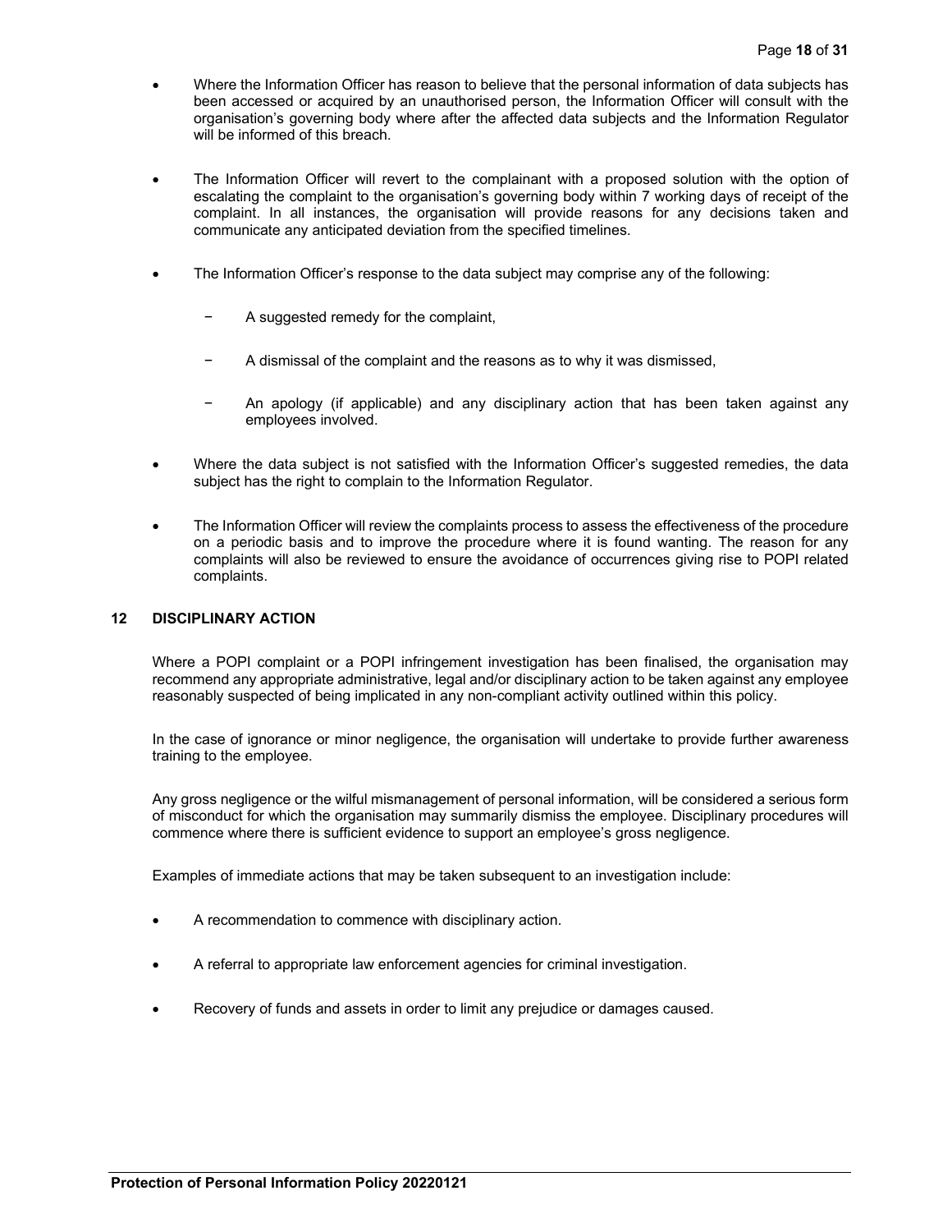- Where the Information Officer has reason to believe that the personal information of data subjects has been accessed or acquired by an unauthorised person, the Information Officer will consult with the organisation's governing body where after the affected data subjects and the Information Regulator will be informed of this breach.

- The Information Officer will revert to the complainant with a proposed solution with the option of escalating the complaint to the organisation's governing body within 7 working days of receipt of the complaint. In all instances, the organisation will provide reasons for any decisions taken and communicate any anticipated deviation from the specified timelines.

- The Information Officer's response to the data subject may comprise any of the following:

  - A suggested remedy for the complaint,

  - A dismissal of the complaint and the reasons as to why it was dismissed,

  - An apology (if applicable) and any disciplinary action that has been taken against any employees involved.

- Where the data subject is not satisfied with the Information Officer's suggested remedies, the data subject has the right to complain to the Information Regulator.

- The Information Officer will review the complaints process to assess the effectiveness of the procedure on a periodic basis and to improve the procedure where it is found wanting. The reason for any complaints will also be reviewed to ensure the avoidance of occurrences giving rise to POPI related complaints.

## 12 DISCIPLINARY ACTION

Where a POPI complaint or a POPI infringement investigation has been finalised, the organisation may recommend any appropriate administrative, legal and/or disciplinary action to be taken against any employee reasonably suspected of being implicated in any non-compliant activity outlined within this policy.

In the case of ignorance or minor negligence, the organisation will undertake to provide further awareness training to the employee.

Any gross negligence or the wilful mismanagement of personal information, will be considered a serious form of misconduct for which the organisation may summarily dismiss the employee. Disciplinary procedures will commence where there is sufficient evidence to support an employee's gross negligence.

Examples of immediate actions that may be taken subsequent to an investigation include:

- A recommendation to commence with disciplinary action.

- A referral to appropriate law enforcement agencies for criminal investigation.

- Recovery of funds and assets in order to limit any prejudice or damages caused.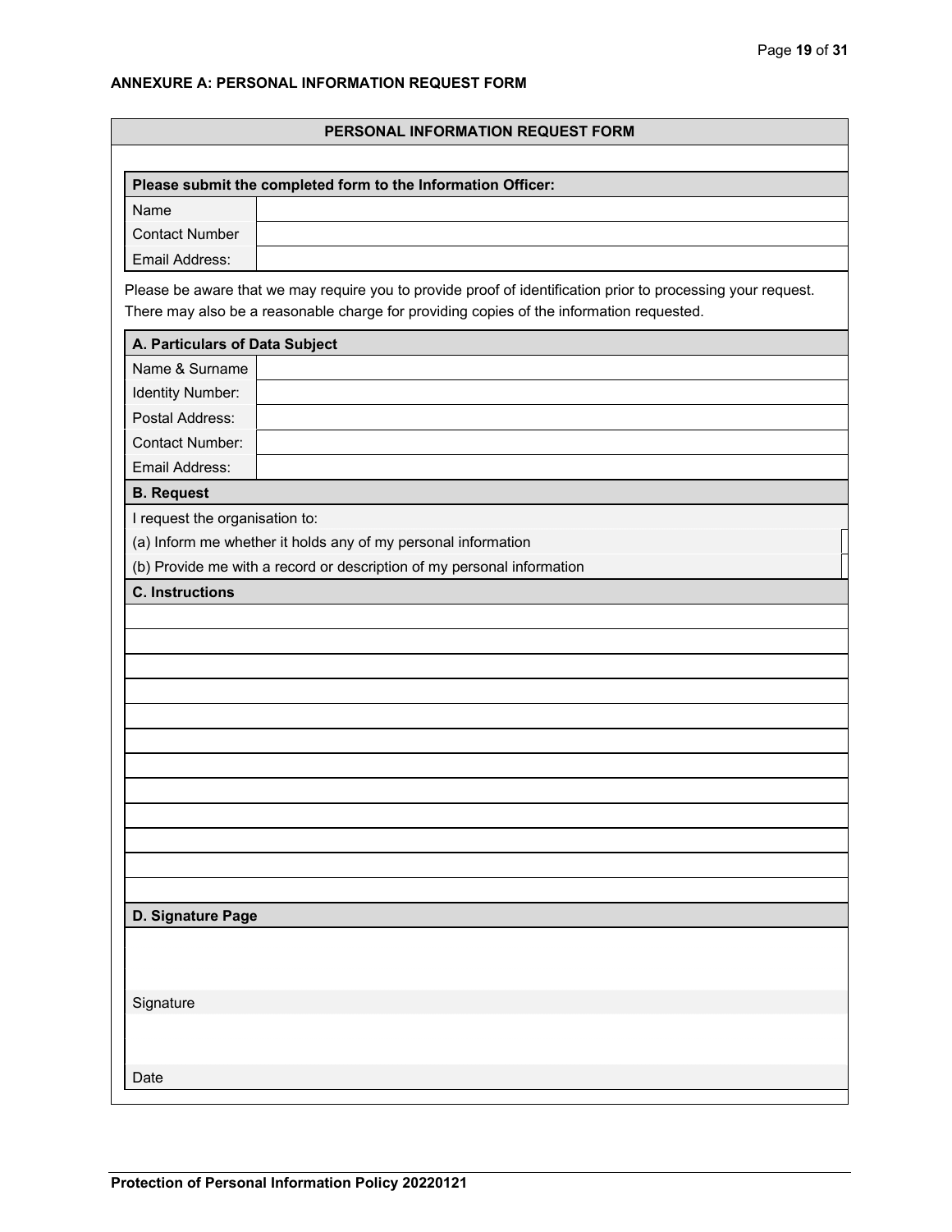## ANNEXURE A: PERSONAL INFORMATION REQUEST FORM

### PERSONAL INFORMATION REQUEST FORM

| Please submit the completed form to the Information Officer: | |
|---|---|
| Name | |
| Contact Number | |
| Email Address: | |

Please be aware that we may require you to provide proof of identification prior to processing your request. There may also be a reasonable charge for providing copies of the information requested.

| A. Particulars of Data Subject | |
|---|---|
| Name & Surname | |
| Identity Number: | |
| Postal Address: | |
| Contact Number: | |
| Email Address: | |

| B. Request | |
|---|---|
| I request the organisation to: | |
| (a) Inform me whether it holds any of my personal information | |
| (b) Provide me with a record or description of my personal information | |

| C. Instructions |
|---|
| |
| |
| |
| |
| |
| |
| |
| |
| |
| |
| |
| |

| D. Signature Page |
|---|
| |
| Signature |
| |
| Date |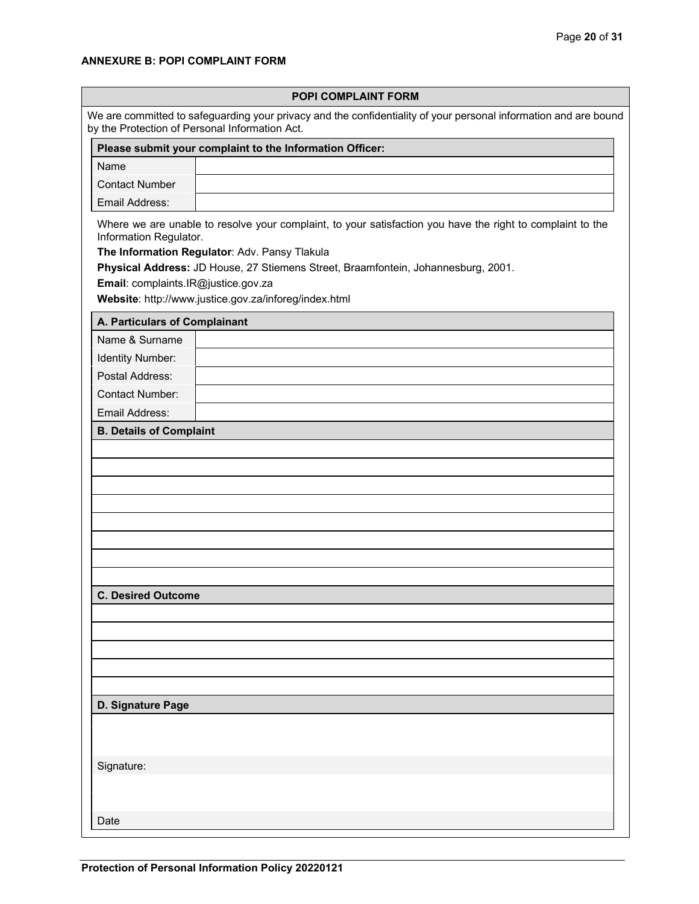**ANNEXURE B: POPI COMPLAINT FORM**

| POPI COMPLAINT FORM |
|---|
| We are committed to safeguarding your privacy and the confidentiality of your personal information and are bound by the Protection of Personal Information Act. |

| Please submit your complaint to the Information Officer: | |
|---|---|
| Name | |
| Contact Number | |
| Email Address: | |

Where we are unable to resolve your complaint, to your satisfaction you have the right to complaint to the Information Regulator.

**The Information Regulator**: Adv. Pansy Tlakula

**Physical Address:** JD House, 27 Stiemens Street, Braamfontein, Johannesburg, 2001.

**Email**: complaints.IR@justice.gov.za

**Website**: http://www.justice.gov.za/inforeg/index.html

| A. Particulars of Complainant | |
|---|---|
| Name & Surname | |
| Identity Number: | |
| Postal Address: | |
| Contact Number: | |
| Email Address: | |

| B. Details of Complaint |
|---|
| |
| |
| |
| |
| |
| |
| |
| |

| C. Desired Outcome |
|---|
| |
| |
| |
| |
| |

| D. Signature Page |
|---|
| |
| Signature: |
| |
| Date |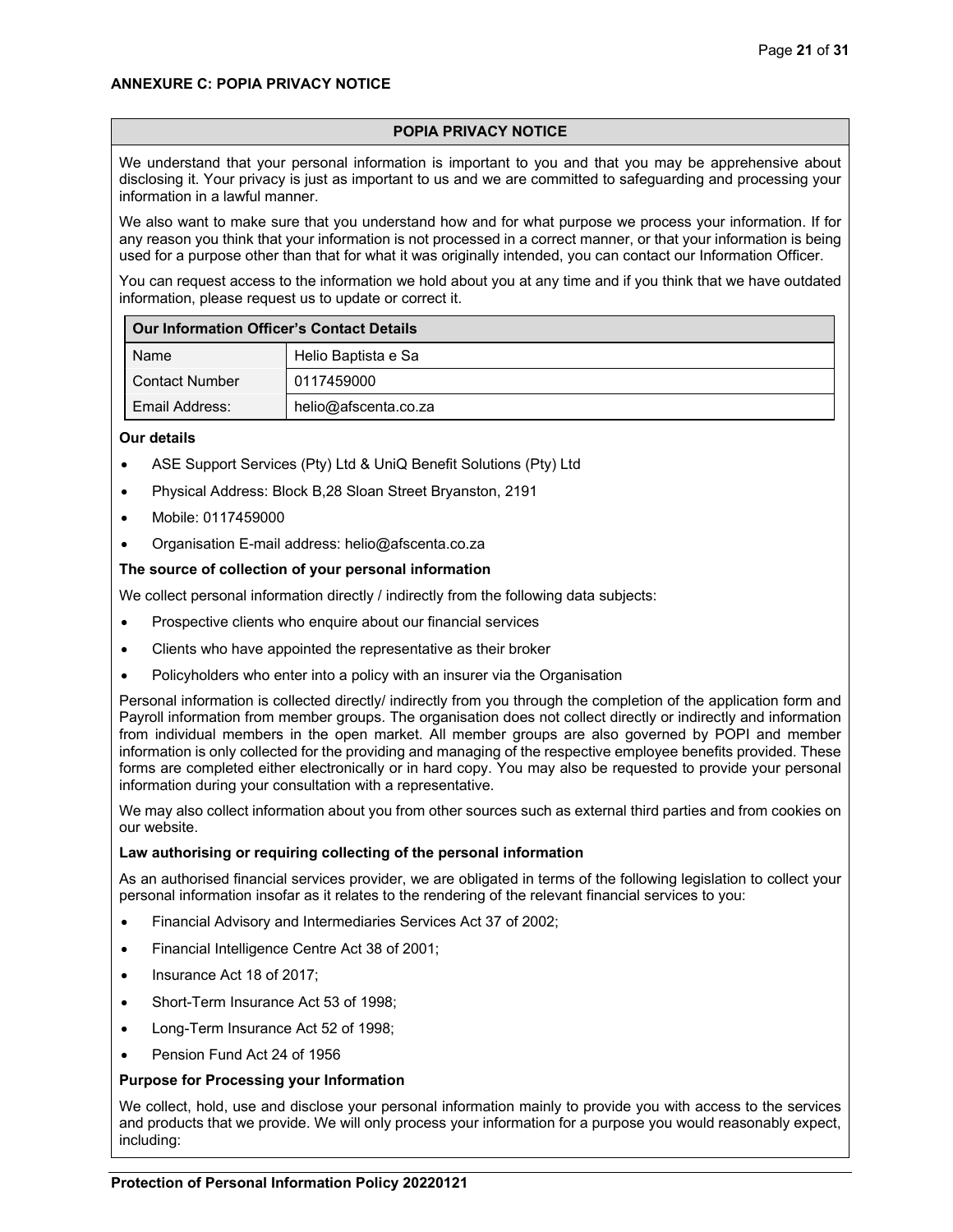## ANNEXURE C: POPIA PRIVACY NOTICE

### POPIA PRIVACY NOTICE

We understand that your personal information is important to you and that you may be apprehensive about disclosing it. Your privacy is just as important to us and we are committed to safeguarding and processing your information in a lawful manner.

We also want to make sure that you understand how and for what purpose we process your information. If for any reason you think that your information is not processed in a correct manner, or that your information is being used for a purpose other than that for what it was originally intended, you can contact our Information Officer.

You can request access to the information we hold about you at any time and if you think that we have outdated information, please request us to update or correct it.

| Our Information Officer's Contact Details | |
|---|---|
| Name | Helio Baptista e Sa |
| Contact Number | 0117459000 |
| Email Address: | helio@afscenta.co.za |

**Our details**

- ASE Support Services (Pty) Ltd & UniQ Benefit Solutions (Pty) Ltd
- Physical Address: Block B,28 Sloan Street Bryanston, 2191
- Mobile: 0117459000
- Organisation E-mail address: helio@afscenta.co.za

**The source of collection of your personal information**

We collect personal information directly / indirectly from the following data subjects:

- Prospective clients who enquire about our financial services
- Clients who have appointed the representative as their broker
- Policyholders who enter into a policy with an insurer via the Organisation

Personal information is collected directly/ indirectly from you through the completion of the application form and Payroll information from member groups. The organisation does not collect directly or indirectly and information from individual members in the open market. All member groups are also governed by POPI and member information is only collected for the providing and managing of the respective employee benefits provided. These forms are completed either electronically or in hard copy. You may also be requested to provide your personal information during your consultation with a representative.

We may also collect information about you from other sources such as external third parties and from cookies on our website.

**Law authorising or requiring collecting of the personal information**

As an authorised financial services provider, we are obligated in terms of the following legislation to collect your personal information insofar as it relates to the rendering of the relevant financial services to you:

- Financial Advisory and Intermediaries Services Act 37 of 2002;
- Financial Intelligence Centre Act 38 of 2001;
- Insurance Act 18 of 2017;
- Short-Term Insurance Act 53 of 1998;
- Long-Term Insurance Act 52 of 1998;
- Pension Fund Act 24 of 1956

**Purpose for Processing your Information**

We collect, hold, use and disclose your personal information mainly to provide you with access to the services and products that we provide. We will only process your information for a purpose you would reasonably expect, including: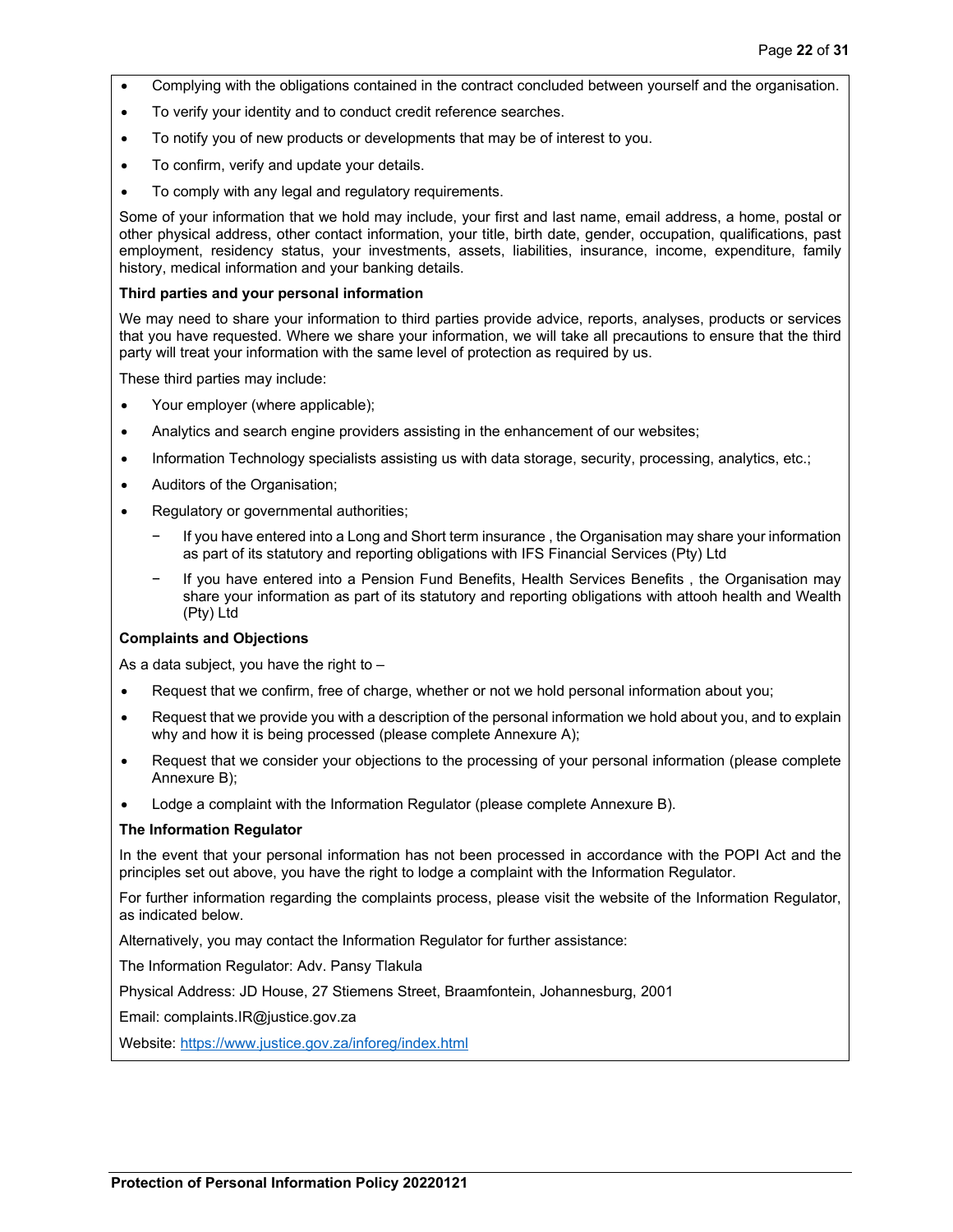- Complying with the obligations contained in the contract concluded between yourself and the organisation.
- To verify your identity and to conduct credit reference searches.
- To notify you of new products or developments that may be of interest to you.
- To confirm, verify and update your details.
- To comply with any legal and regulatory requirements.

Some of your information that we hold may include, your first and last name, email address, a home, postal or other physical address, other contact information, your title, birth date, gender, occupation, qualifications, past employment, residency status, your investments, assets, liabilities, insurance, income, expenditure, family history, medical information and your banking details.

**Third parties and your personal information**

We may need to share your information to third parties provide advice, reports, analyses, products or services that you have requested. Where we share your information, we will take all precautions to ensure that the third party will treat your information with the same level of protection as required by us.

These third parties may include:

- Your employer (where applicable);
- Analytics and search engine providers assisting in the enhancement of our websites;
- Information Technology specialists assisting us with data storage, security, processing, analytics, etc.;
- Auditors of the Organisation;
- Regulatory or governmental authorities;
  - If you have entered into a Long and Short term insurance , the Organisation may share your information as part of its statutory and reporting obligations with IFS Financial Services (Pty) Ltd
  - If you have entered into a Pension Fund Benefits, Health Services Benefits , the Organisation may share your information as part of its statutory and reporting obligations with attooh health and Wealth (Pty) Ltd

**Complaints and Objections**

As a data subject, you have the right to –

- Request that we confirm, free of charge, whether or not we hold personal information about you;
- Request that we provide you with a description of the personal information we hold about you, and to explain why and how it is being processed (please complete Annexure A);
- Request that we consider your objections to the processing of your personal information (please complete Annexure B);
- Lodge a complaint with the Information Regulator (please complete Annexure B).

**The Information Regulator**

In the event that your personal information has not been processed in accordance with the POPI Act and the principles set out above, you have the right to lodge a complaint with the Information Regulator.

For further information regarding the complaints process, please visit the website of the Information Regulator, as indicated below.

Alternatively, you may contact the Information Regulator for further assistance:

The Information Regulator: Adv. Pansy Tlakula

Physical Address: JD House, 27 Stiemens Street, Braamfontein, Johannesburg, 2001

Email: complaints.IR@justice.gov.za

Website: https://www.justice.gov.za/inforeg/index.html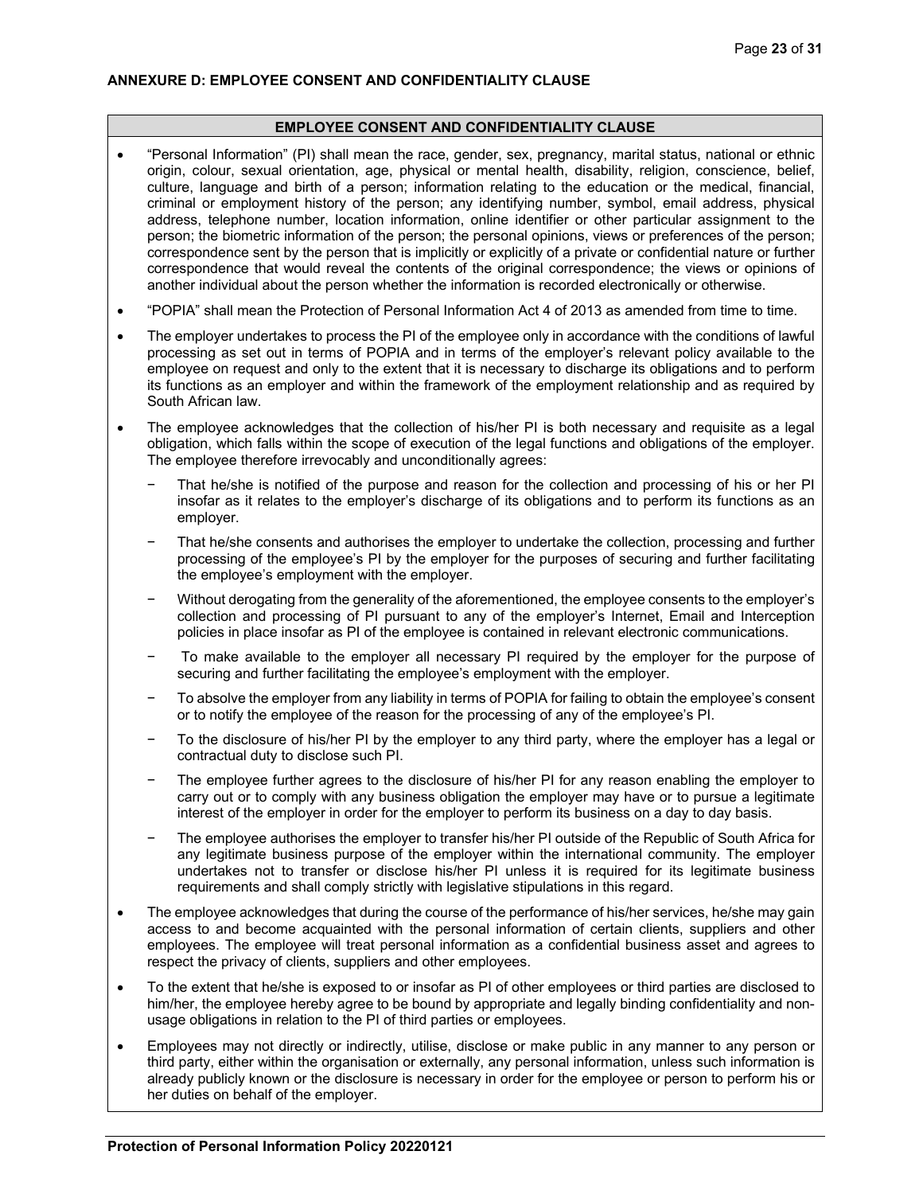## ANNEXURE D: EMPLOYEE CONSENT AND CONFIDENTIALITY CLAUSE

### EMPLOYEE CONSENT AND CONFIDENTIALITY CLAUSE

- "Personal Information" (PI) shall mean the race, gender, sex, pregnancy, marital status, national or ethnic origin, colour, sexual orientation, age, physical or mental health, disability, religion, conscience, belief, culture, language and birth of a person; information relating to the education or the medical, financial, criminal or employment history of the person; any identifying number, symbol, email address, physical address, telephone number, location information, online identifier or other particular assignment to the person; the biometric information of the person; the personal opinions, views or preferences of the person; correspondence sent by the person that is implicitly or explicitly of a private or confidential nature or further correspondence that would reveal the contents of the original correspondence; the views or opinions of another individual about the person whether the information is recorded electronically or otherwise.
- "POPIA" shall mean the Protection of Personal Information Act 4 of 2013 as amended from time to time.
- The employer undertakes to process the PI of the employee only in accordance with the conditions of lawful processing as set out in terms of POPIA and in terms of the employer's relevant policy available to the employee on request and only to the extent that it is necessary to discharge its obligations and to perform its functions as an employer and within the framework of the employment relationship and as required by South African law.
- The employee acknowledges that the collection of his/her PI is both necessary and requisite as a legal obligation, which falls within the scope of execution of the legal functions and obligations of the employer. The employee therefore irrevocably and unconditionally agrees:
  - That he/she is notified of the purpose and reason for the collection and processing of his or her PI insofar as it relates to the employer's discharge of its obligations and to perform its functions as an employer.
  - That he/she consents and authorises the employer to undertake the collection, processing and further processing of the employee's PI by the employer for the purposes of securing and further facilitating the employee's employment with the employer.
  - Without derogating from the generality of the aforementioned, the employee consents to the employer's collection and processing of PI pursuant to any of the employer's Internet, Email and Interception policies in place insofar as PI of the employee is contained in relevant electronic communications.
  - To make available to the employer all necessary PI required by the employer for the purpose of securing and further facilitating the employee's employment with the employer.
  - To absolve the employer from any liability in terms of POPIA for failing to obtain the employee's consent or to notify the employee of the reason for the processing of any of the employee's PI.
  - To the disclosure of his/her PI by the employer to any third party, where the employer has a legal or contractual duty to disclose such PI.
  - The employee further agrees to the disclosure of his/her PI for any reason enabling the employer to carry out or to comply with any business obligation the employer may have or to pursue a legitimate interest of the employer in order for the employer to perform its business on a day to day basis.
  - The employee authorises the employer to transfer his/her PI outside of the Republic of South Africa for any legitimate business purpose of the employer within the international community. The employer undertakes not to transfer or disclose his/her PI unless it is required for its legitimate business requirements and shall comply strictly with legislative stipulations in this regard.
- The employee acknowledges that during the course of the performance of his/her services, he/she may gain access to and become acquainted with the personal information of certain clients, suppliers and other employees. The employee will treat personal information as a confidential business asset and agrees to respect the privacy of clients, suppliers and other employees.
- To the extent that he/she is exposed to or insofar as PI of other employees or third parties are disclosed to him/her, the employee hereby agree to be bound by appropriate and legally binding confidentiality and non-usage obligations in relation to the PI of third parties or employees.
- Employees may not directly or indirectly, utilise, disclose or make public in any manner to any person or third party, either within the organisation or externally, any personal information, unless such information is already publicly known or the disclosure is necessary in order for the employee or person to perform his or her duties on behalf of the employer.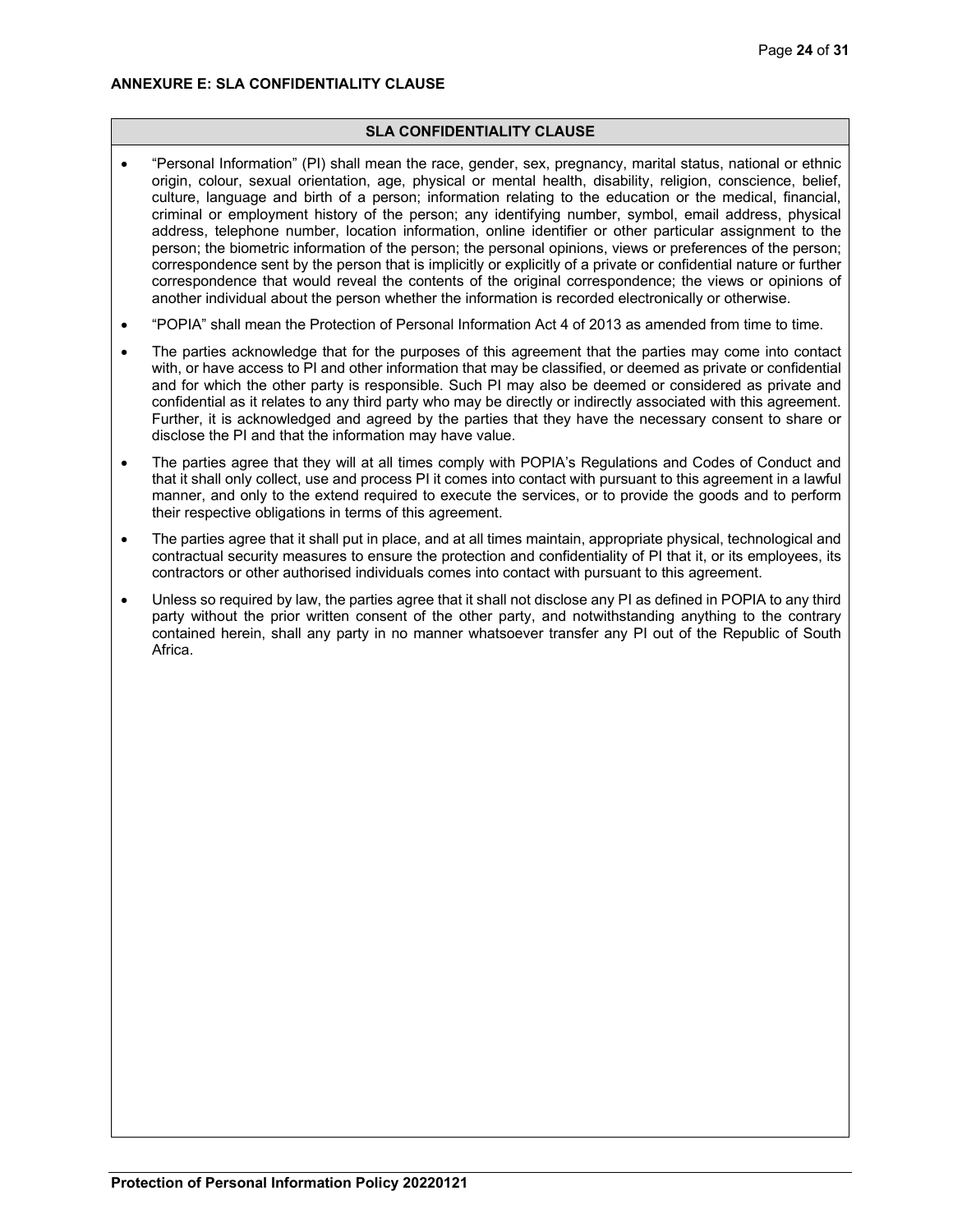**ANNEXURE E: SLA CONFIDENTIALITY CLAUSE**

| SLA CONFIDENTIALITY CLAUSE |
| --- |
| • "Personal Information" (PI) shall mean the race, gender, sex, pregnancy, marital status, national or ethnic origin, colour, sexual orientation, age, physical or mental health, disability, religion, conscience, belief, culture, language and birth of a person; information relating to the education or the medical, financial, criminal or employment history of the person; any identifying number, symbol, email address, physical address, telephone number, location information, online identifier or other particular assignment to the person; the biometric information of the person; the personal opinions, views or preferences of the person; correspondence sent by the person that is implicitly or explicitly of a private or confidential nature or further correspondence that would reveal the contents of the original correspondence; the views or opinions of another individual about the person whether the information is recorded electronically or otherwise.<br>• "POPIA" shall mean the Protection of Personal Information Act 4 of 2013 as amended from time to time.<br>• The parties acknowledge that for the purposes of this agreement that the parties may come into contact with, or have access to PI and other information that may be classified, or deemed as private or confidential and for which the other party is responsible. Such PI may also be deemed or considered as private and confidential as it relates to any third party who may be directly or indirectly associated with this agreement. Further, it is acknowledged and agreed by the parties that they have the necessary consent to share or disclose the PI and that the information may have value.<br>• The parties agree that they will at all times comply with POPIA's Regulations and Codes of Conduct and that it shall only collect, use and process PI it comes into contact with pursuant to this agreement in a lawful manner, and only to the extend required to execute the services, or to provide the goods and to perform their respective obligations in terms of this agreement.<br>• The parties agree that it shall put in place, and at all times maintain, appropriate physical, technological and contractual security measures to ensure the protection and confidentiality of PI that it, or its employees, its contractors or other authorised individuals comes into contact with pursuant to this agreement.<br>• Unless so required by law, the parties agree that it shall not disclose any PI as defined in POPIA to any third party without the prior written consent of the other party, and notwithstanding anything to the contrary contained herein, shall any party in no manner whatsoever transfer any PI out of the Republic of South Africa. |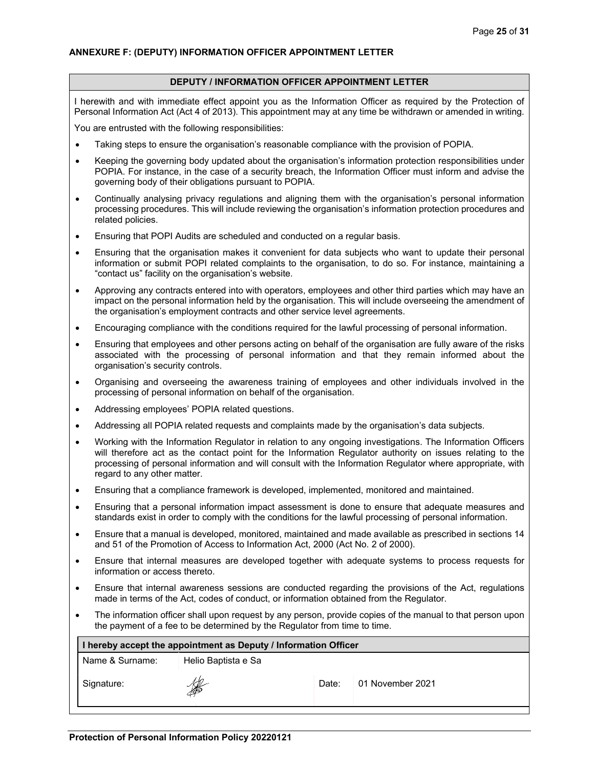## ANNEXURE F: (DEPUTY) INFORMATION OFFICER APPOINTMENT LETTER

### DEPUTY / INFORMATION OFFICER APPOINTMENT LETTER

I herewith and with immediate effect appoint you as the Information Officer as required by the Protection of Personal Information Act (Act 4 of 2013). This appointment may at any time be withdrawn or amended in writing.

You are entrusted with the following responsibilities:

- Taking steps to ensure the organisation's reasonable compliance with the provision of POPIA.
- Keeping the governing body updated about the organisation's information protection responsibilities under POPIA. For instance, in the case of a security breach, the Information Officer must inform and advise the governing body of their obligations pursuant to POPIA.
- Continually analysing privacy regulations and aligning them with the organisation's personal information processing procedures. This will include reviewing the organisation's information protection procedures and related policies.
- Ensuring that POPI Audits are scheduled and conducted on a regular basis.
- Ensuring that the organisation makes it convenient for data subjects who want to update their personal information or submit POPI related complaints to the organisation, to do so. For instance, maintaining a "contact us" facility on the organisation's website.
- Approving any contracts entered into with operators, employees and other third parties which may have an impact on the personal information held by the organisation. This will include overseeing the amendment of the organisation's employment contracts and other service level agreements.
- Encouraging compliance with the conditions required for the lawful processing of personal information.
- Ensuring that employees and other persons acting on behalf of the organisation are fully aware of the risks associated with the processing of personal information and that they remain informed about the organisation's security controls.
- Organising and overseeing the awareness training of employees and other individuals involved in the processing of personal information on behalf of the organisation.
- Addressing employees' POPIA related questions.
- Addressing all POPIA related requests and complaints made by the organisation's data subjects.
- Working with the Information Regulator in relation to any ongoing investigations. The Information Officers will therefore act as the contact point for the Information Regulator authority on issues relating to the processing of personal information and will consult with the Information Regulator where appropriate, with regard to any other matter.
- Ensuring that a compliance framework is developed, implemented, monitored and maintained.
- Ensuring that a personal information impact assessment is done to ensure that adequate measures and standards exist in order to comply with the conditions for the lawful processing of personal information.
- Ensure that a manual is developed, monitored, maintained and made available as prescribed in sections 14 and 51 of the Promotion of Access to Information Act, 2000 (Act No. 2 of 2000).
- Ensure that internal measures are developed together with adequate systems to process requests for information or access thereto.
- Ensure that internal awareness sessions are conducted regarding the provisions of the Act, regulations made in terms of the Act, codes of conduct, or information obtained from the Regulator.
- The information officer shall upon request by any person, provide copies of the manual to that person upon the payment of a fee to be determined by the Regulator from time to time.

| **I hereby accept the appointment as Deputy / Information Officer** | | | |
|---|---|---|---|
| Name & Surname: | Helio Baptista e Sa | | |
| Signature: | [signature] | Date: | 01 November 2021 |

**Protection of Personal Information Policy 20220121**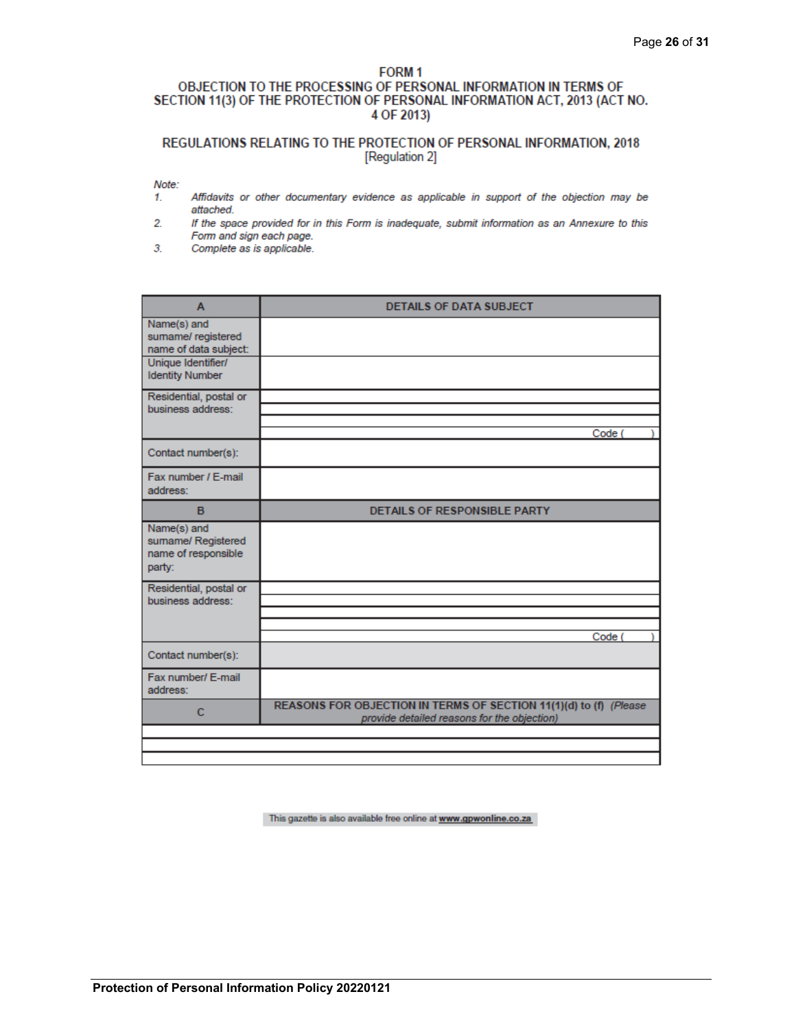# FORM 1

## OBJECTION TO THE PROCESSING OF PERSONAL INFORMATION IN TERMS OF SECTION 11(3) OF THE PROTECTION OF PERSONAL INFORMATION ACT, 2013 (ACT NO. 4 OF 2013)

## REGULATIONS RELATING TO THE PROTECTION OF PERSONAL INFORMATION, 2018

[Regulation 2]

*Note:*

1. *Affidavits or other documentary evidence as applicable in support of the objection may be attached.*
2. *If the space provided for in this Form is inadequate, submit information as an Annexure to this Form and sign each page.*
3. *Complete as is applicable.*

| A | DETAILS OF DATA SUBJECT |
|---|---|
| Name(s) and surname/ registered name of data subject: | |
| Unique Identifier/ Identity Number | |
| Residential, postal or business address: | |
| | |
| | |
| | Code ( ) |
| Contact number(s): | |
| Fax number / E-mail address: | |
| **B** | **DETAILS OF RESPONSIBLE PARTY** |
| Name(s) and surname/ Registered name of responsible party: | |
| Residential, postal or business address: | |
| | |
| | |
| | |
| | Code ( ) |
| Contact number(s): | |
| Fax number/ E-mail address: | |
| **C** | **REASONS FOR OBJECTION IN TERMS OF SECTION 11(1)(d) to (f)** *(Please provide detailed reasons for the objection)* |
| | |
| | |
| | |

This gazette is also available free online at **www.gpwonline.co.za**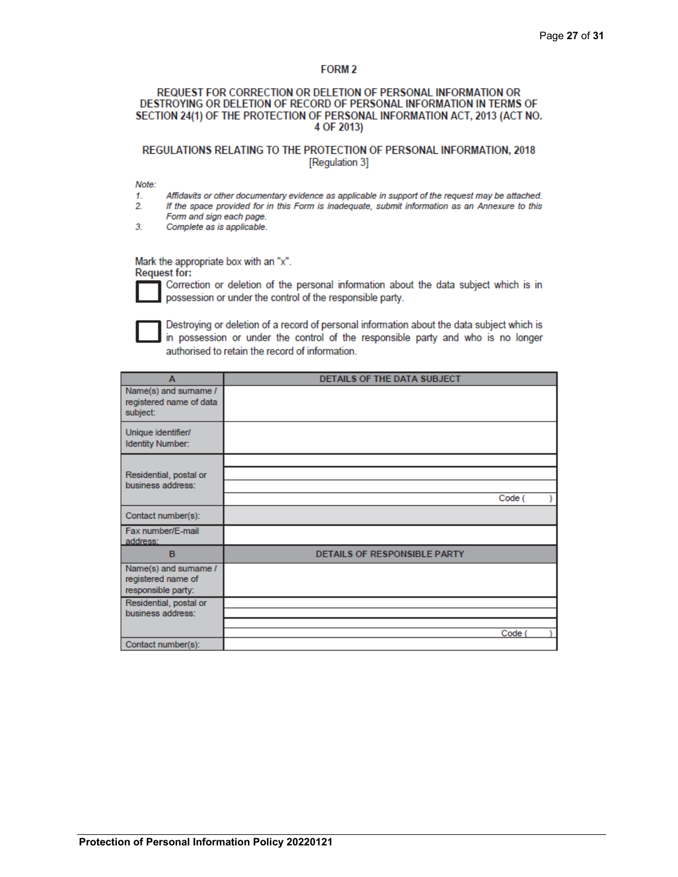## FORM 2

### REQUEST FOR CORRECTION OR DELETION OF PERSONAL INFORMATION OR DESTROYING OR DELETION OF RECORD OF PERSONAL INFORMATION IN TERMS OF SECTION 24(1) OF THE PROTECTION OF PERSONAL INFORMATION ACT, 2013 (ACT NO. 4 OF 2013)

### REGULATIONS RELATING TO THE PROTECTION OF PERSONAL INFORMATION, 2018
[Regulation 3]

*Note:*

1. *Affidavits or other documentary evidence as applicable in support of the request may be attached.*
2. *If the space provided for in this Form is inadequate, submit information as an Annexure to this Form and sign each page.*
3. *Complete as is applicable.*

Mark the appropriate box with an "x".

**Request for:**

☐ Correction or deletion of the personal information about the data subject which is in possession or under the control of the responsible party.

☐ Destroying or deletion of a record of personal information about the data subject which is in possession or under the control of the responsible party and who is no longer authorised to retain the record of information.

| A | DETAILS OF THE DATA SUBJECT |
|---|---|
| Name(s) and surname / registered name of data subject: | |
| Unique identifier/ Identity Number: | |
| Residential, postal or business address: | |
| | |
| | |
| | Code ( ) |
| Contact number(s): | |
| Fax number/E-mail address: | |
| **B** | **DETAILS OF RESPONSIBLE PARTY** |
| Name(s) and surname / registered name of responsible party: | |
| Residential, postal or business address: | |
| | |
| | |
| | Code ( ) |
| Contact number(s): | |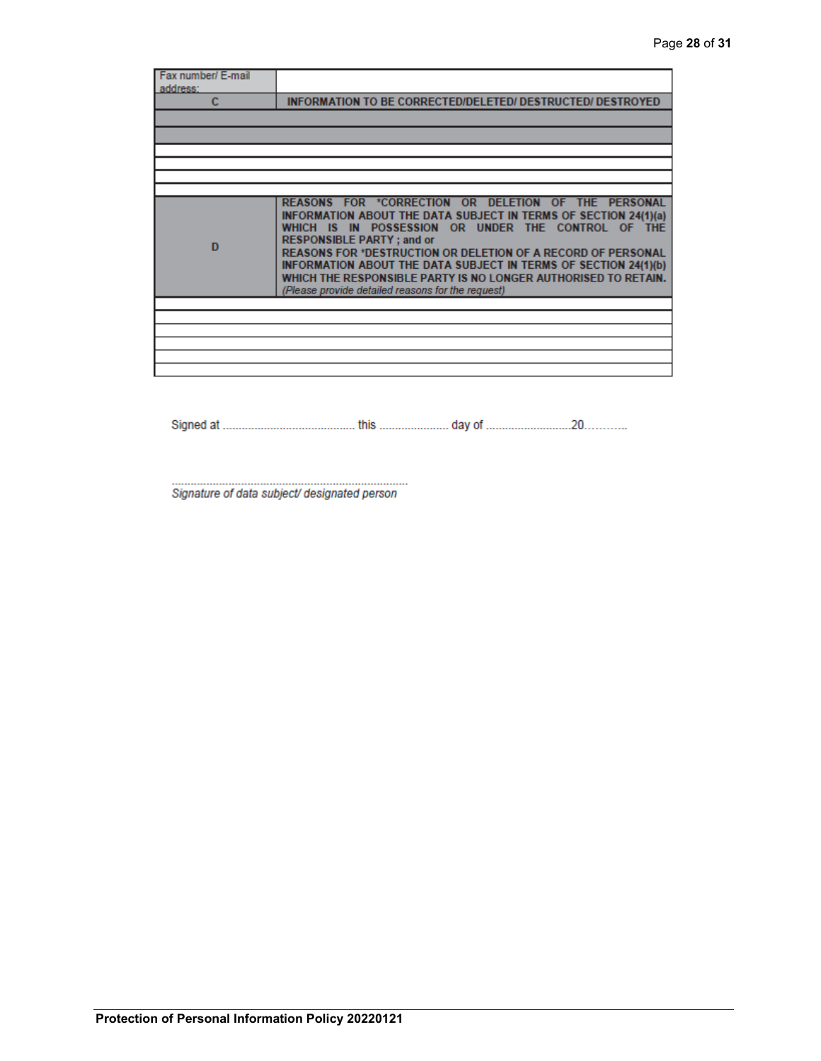| Fax number/ E-mail address: | |
|---|---|
| **C** | **INFORMATION TO BE CORRECTED/DELETED/ DESTRUCTED/ DESTROYED** |
| | |
| | |
| | |
| | |
| | |
| | |
| **D** | **REASONS FOR \*CORRECTION OR DELETION OF THE PERSONAL INFORMATION ABOUT THE DATA SUBJECT IN TERMS OF SECTION 24(1)(a) WHICH IS IN POSSESSION OR UNDER THE CONTROL OF THE RESPONSIBLE PARTY ; and or REASONS FOR \*DESTRUCTION OR DELETION OF A RECORD OF PERSONAL INFORMATION ABOUT THE DATA SUBJECT IN TERMS OF SECTION 24(1)(b) WHICH THE RESPONSIBLE PARTY IS NO LONGER AUTHORISED TO RETAIN.** *(Please provide detailed reasons for the request)* |
| | |
| | |
| | |
| | |
| | |
| | |

Signed at .......................................... this ...................... day of ..........................20………..

..............................................................................
*Signature of data subject/ designated person*

**Protection of Personal Information Policy 20220121**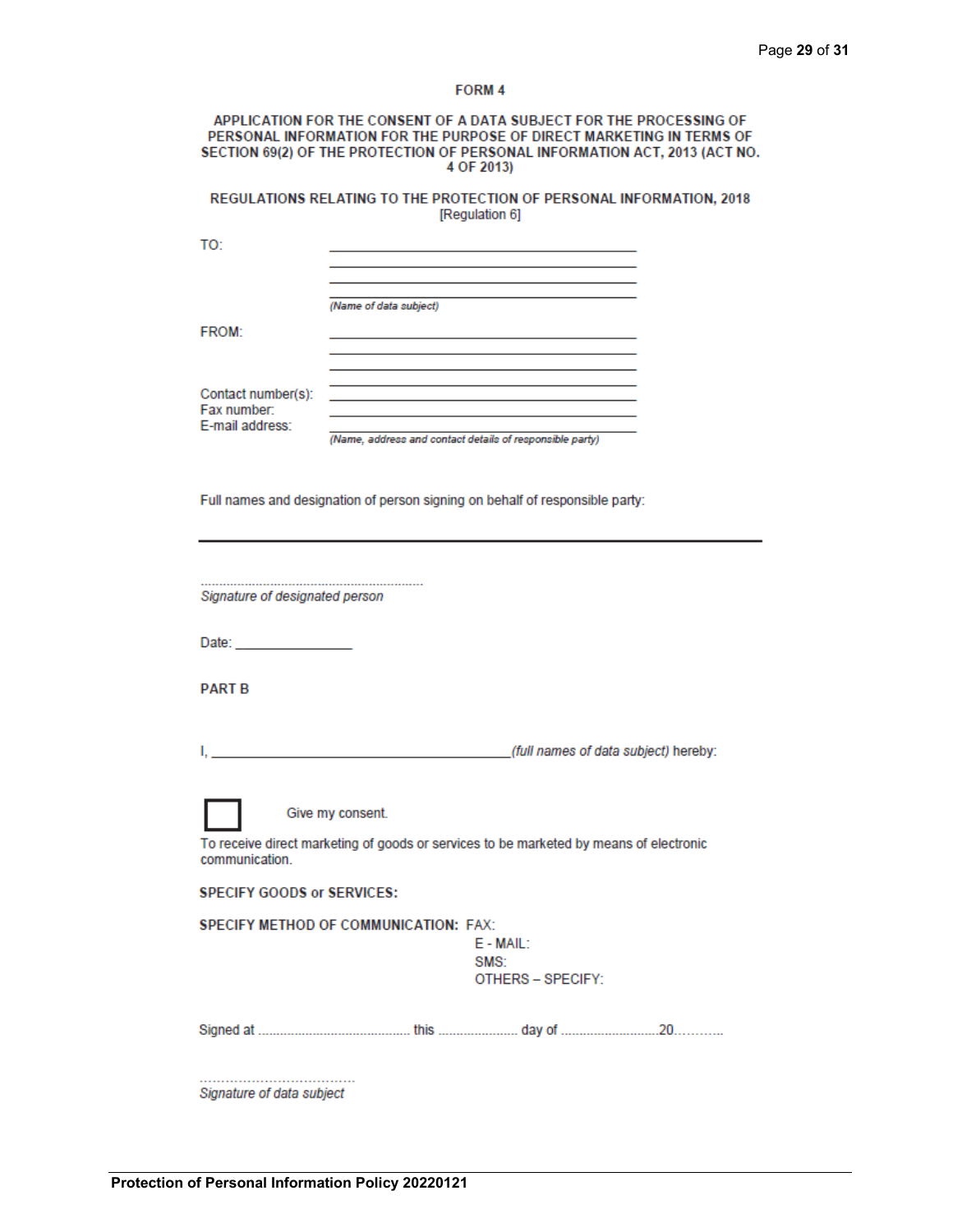# FORM 4

**APPLICATION FOR THE CONSENT OF A DATA SUBJECT FOR THE PROCESSING OF PERSONAL INFORMATION FOR THE PURPOSE OF DIRECT MARKETING IN TERMS OF SECTION 69(2) OF THE PROTECTION OF PERSONAL INFORMATION ACT, 2013 (ACT NO. 4 OF 2013)**

**REGULATIONS RELATING TO THE PROTECTION OF PERSONAL INFORMATION, 2018**
[Regulation 6]

TO: ______________________________
______________________________
______________________________
______________________________
*(Name of data subject)*

FROM: ______________________________
______________________________
______________________________
______________________________

Contact number(s): ______________________________
Fax number: ______________________________
E-mail address: ______________________________
*(Name, address and contact details of responsible party)*

Full names and designation of person signing on behalf of responsible party:

______________________________________________________________

.................................................................
*Signature of designated person*

Date: ________________

**PART B**

I, ________________________________________*(full names of data subject)* hereby:

☐ Give my consent.

To receive direct marketing of goods or services to be marketed by means of electronic communication.

**SPECIFY GOODS or SERVICES:**

**SPECIFY METHOD OF COMMUNICATION:** FAX:
E - MAIL:
SMS:
OTHERS – SPECIFY:

Signed at .......................................... this ...................... day of ...........................20………..

.....................................
*Signature of data subject*